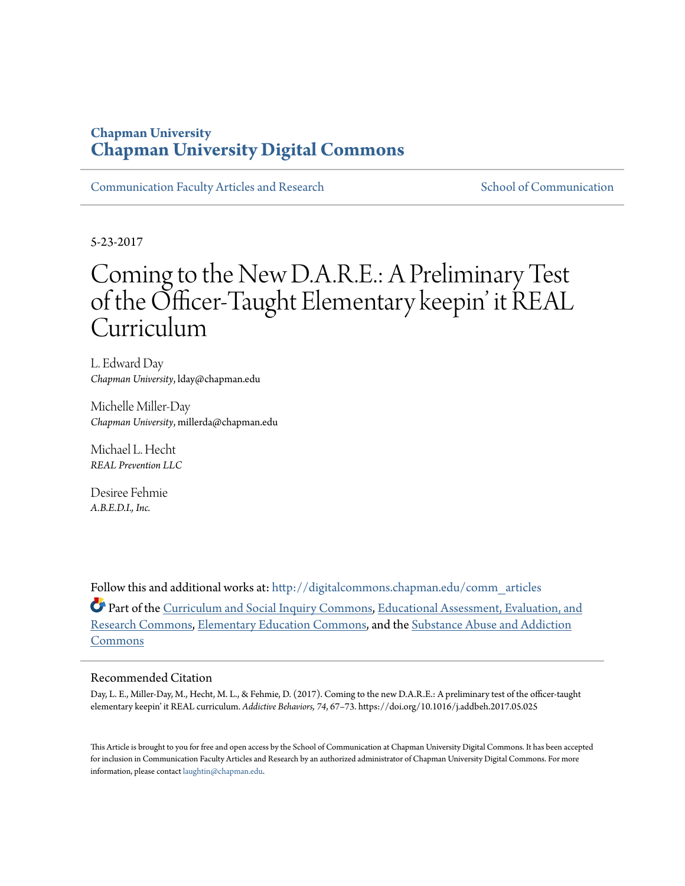Chapman University

# Chapman University Digital Commons

Communication Faculty Articles and Research | School of Communication

5-23-2017

# Coming to the New D.A.R.E.: A Preliminary Test of the Officer-Taught Elementary keepin' it REAL Curriculum

L. Edward Day
*Chapman University*, lday@chapman.edu

Michelle Miller-Day
*Chapman University*, millerda@chapman.edu

Michael L. Hecht
*REAL Prevention LLC*

Desiree Fehmie
*A.B.E.D.I., Inc.*

Follow this and additional works at: http://digitalcommons.chapman.edu/comm_articles

Part of the Curriculum and Social Inquiry Commons, Educational Assessment, Evaluation, and Research Commons, Elementary Education Commons, and the Substance Abuse and Addiction Commons

## Recommended Citation

Day, L. E., Miller-Day, M., Hecht, M. L., & Fehmie, D. (2017). Coming to the new D.A.R.E.: A preliminary test of the officer-taught elementary keepin' it REAL curriculum. *Addictive Behaviors, 74*, 67–73. https://doi.org/10.1016/j.addbeh.2017.05.025

This Article is brought to you for free and open access by the School of Communication at Chapman University Digital Commons. It has been accepted for inclusion in Communication Faculty Articles and Research by an authorized administrator of Chapman University Digital Commons. For more information, please contact laughtin@chapman.edu.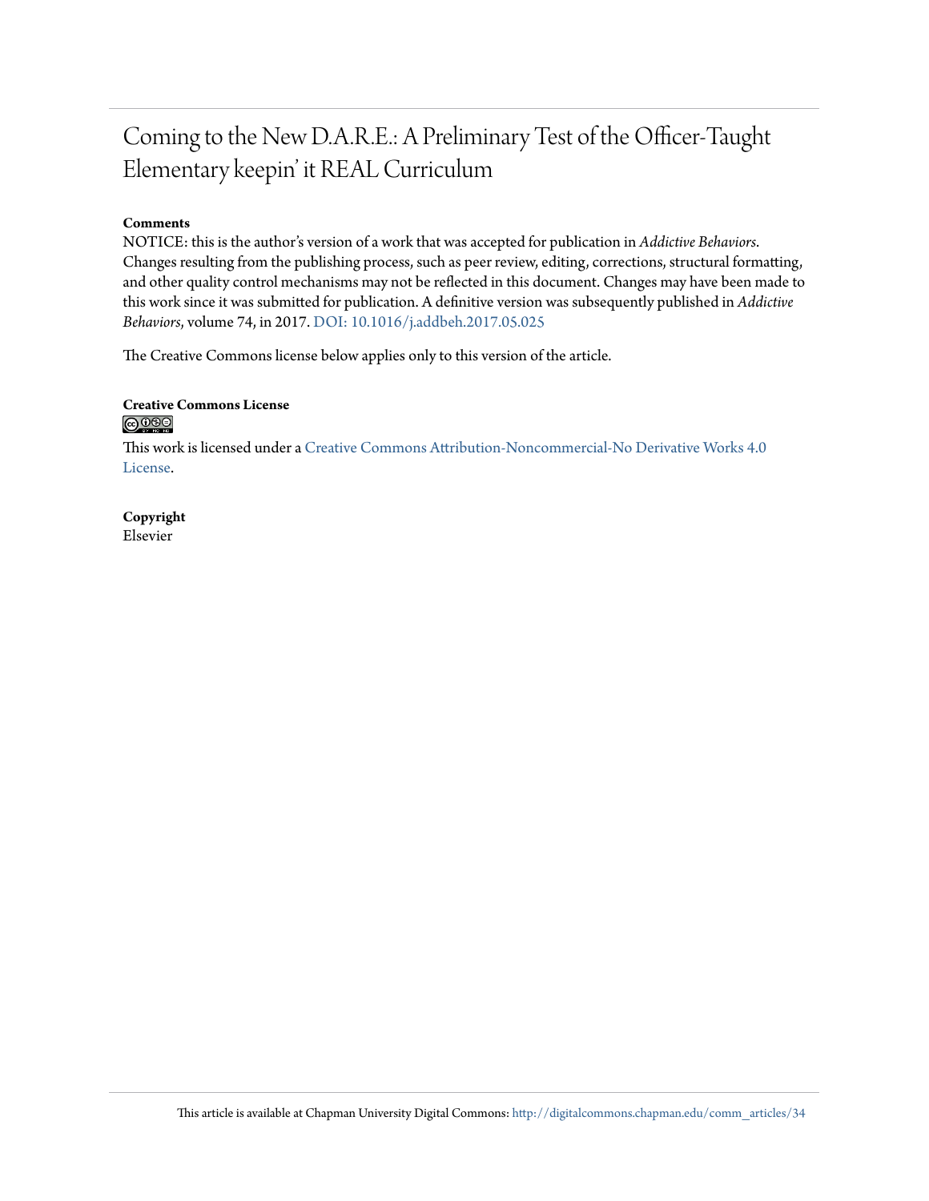# Coming to the New D.A.R.E.: A Preliminary Test of the Officer-Taught Elementary keepin' it REAL Curriculum

**Comments**

NOTICE: this is the author's version of a work that was accepted for publication in *Addictive Behaviors*. Changes resulting from the publishing process, such as peer review, editing, corrections, structural formatting, and other quality control mechanisms may not be reflected in this document. Changes may have been made to this work since it was submitted for publication. A definitive version was subsequently published in *Addictive Behaviors*, volume 74, in 2017. DOI: 10.1016/j.addbeh.2017.05.025

The Creative Commons license below applies only to this version of the article.

**Creative Commons License**

This work is licensed under a Creative Commons Attribution-Noncommercial-No Derivative Works 4.0 License.

**Copyright**

Elsevier

This article is available at Chapman University Digital Commons: http://digitalcommons.chapman.edu/comm_articles/34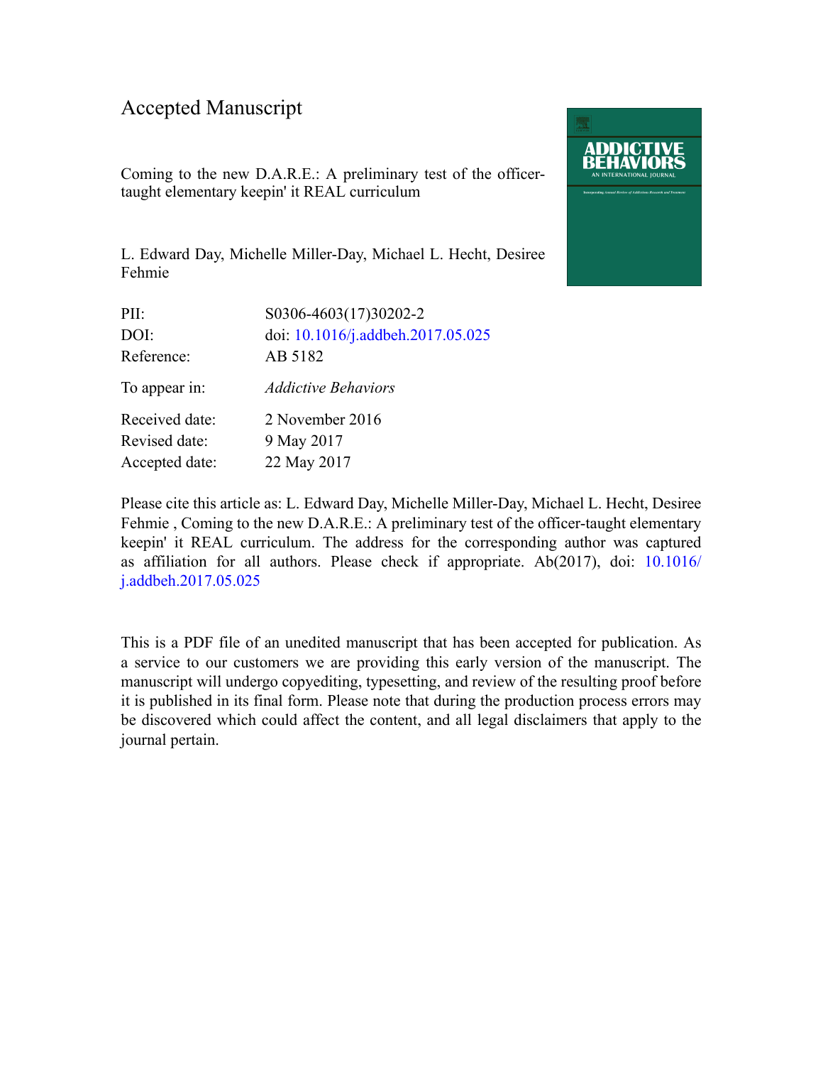Accepted Manuscript

Coming to the new D.A.R.E.: A preliminary test of the officer-taught elementary keepin' it REAL curriculum

L. Edward Day, Michelle Miller-Day, Michael L. Hecht, Desiree Fehmie

| | |
|---|---|
| PII: | S0306-4603(17)30202-2 |
| DOI: | doi: 10.1016/j.addbeh.2017.05.025 |
| Reference: | AB 5182 |
| To appear in: | *Addictive Behaviors* |
| Received date: | 2 November 2016 |
| Revised date: | 9 May 2017 |
| Accepted date: | 22 May 2017 |

Please cite this article as: L. Edward Day, Michelle Miller-Day, Michael L. Hecht, Desiree Fehmie , Coming to the new D.A.R.E.: A preliminary test of the officer-taught elementary keepin' it REAL curriculum. The address for the corresponding author was captured as affiliation for all authors. Please check if appropriate. Ab(2017), doi: 10.1016/j.addbeh.2017.05.025

This is a PDF file of an unedited manuscript that has been accepted for publication. As a service to our customers we are providing this early version of the manuscript. The manuscript will undergo copyediting, typesetting, and review of the resulting proof before it is published in its final form. Please note that during the production process errors may be discovered which could affect the content, and all legal disclaimers that apply to the journal pertain.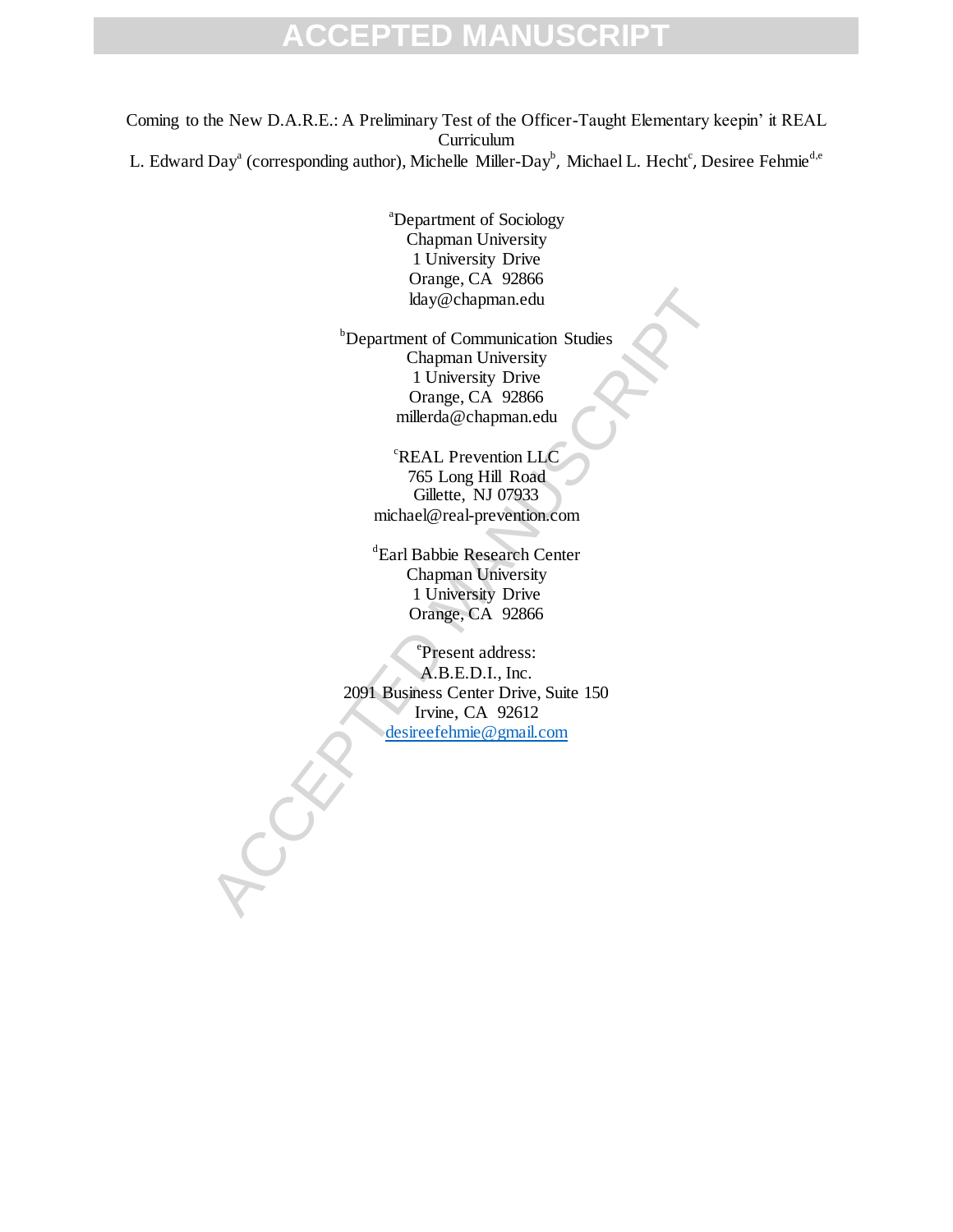Coming to the New D.A.R.E.: A Preliminary Test of the Officer-Taught Elementary keepin' it REAL Curriculum

L. Edward Day[a] (corresponding author), Michelle Miller-Day[b], Michael L. Hecht[c], Desiree Fehmie[d,e]

[a]Department of Sociology
Chapman University
1 University Drive
Orange, CA 92866
lday@chapman.edu

[b]Department of Communication Studies
Chapman University
1 University Drive
Orange, CA 92866
millerda@chapman.edu

[c]REAL Prevention LLC
765 Long Hill Road
Gillette, NJ 07933
michael@real-prevention.com

[d]Earl Babbie Research Center
Chapman University
1 University Drive
Orange, CA 92866

[e]Present address:
A.B.E.D.I., Inc.
2091 Business Center Drive, Suite 150
Irvine, CA 92612
desireefehmie@gmail.com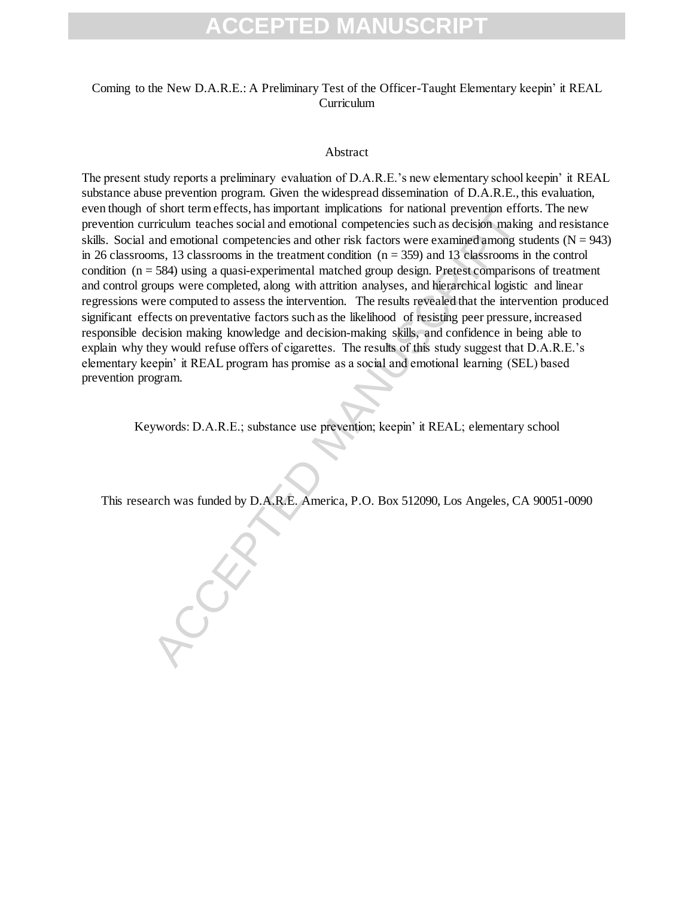Coming to the New D.A.R.E.: A Preliminary Test of the Officer-Taught Elementary keepin' it REAL Curriculum

## Abstract

The present study reports a preliminary evaluation of D.A.R.E.'s new elementary school keepin' it REAL substance abuse prevention program. Given the widespread dissemination of D.A.R.E., this evaluation, even though of short term effects, has important implications for national prevention efforts. The new prevention curriculum teaches social and emotional competencies such as decision making and resistance skills. Social and emotional competencies and other risk factors were examined among students (N = 943) in 26 classrooms, 13 classrooms in the treatment condition (n = 359) and 13 classrooms in the control condition (n = 584) using a quasi-experimental matched group design. Pretest comparisons of treatment and control groups were completed, along with attrition analyses, and hierarchical logistic and linear regressions were computed to assess the intervention. The results revealed that the intervention produced significant effects on preventative factors such as the likelihood of resisting peer pressure, increased responsible decision making knowledge and decision-making skills, and confidence in being able to explain why they would refuse offers of cigarettes. The results of this study suggest that D.A.R.E.'s elementary keepin' it REAL program has promise as a social and emotional learning (SEL) based prevention program.

Keywords: D.A.R.E.; substance use prevention; keepin' it REAL; elementary school

This research was funded by D.A.R.E. America, P.O. Box 512090, Los Angeles, CA 90051-0090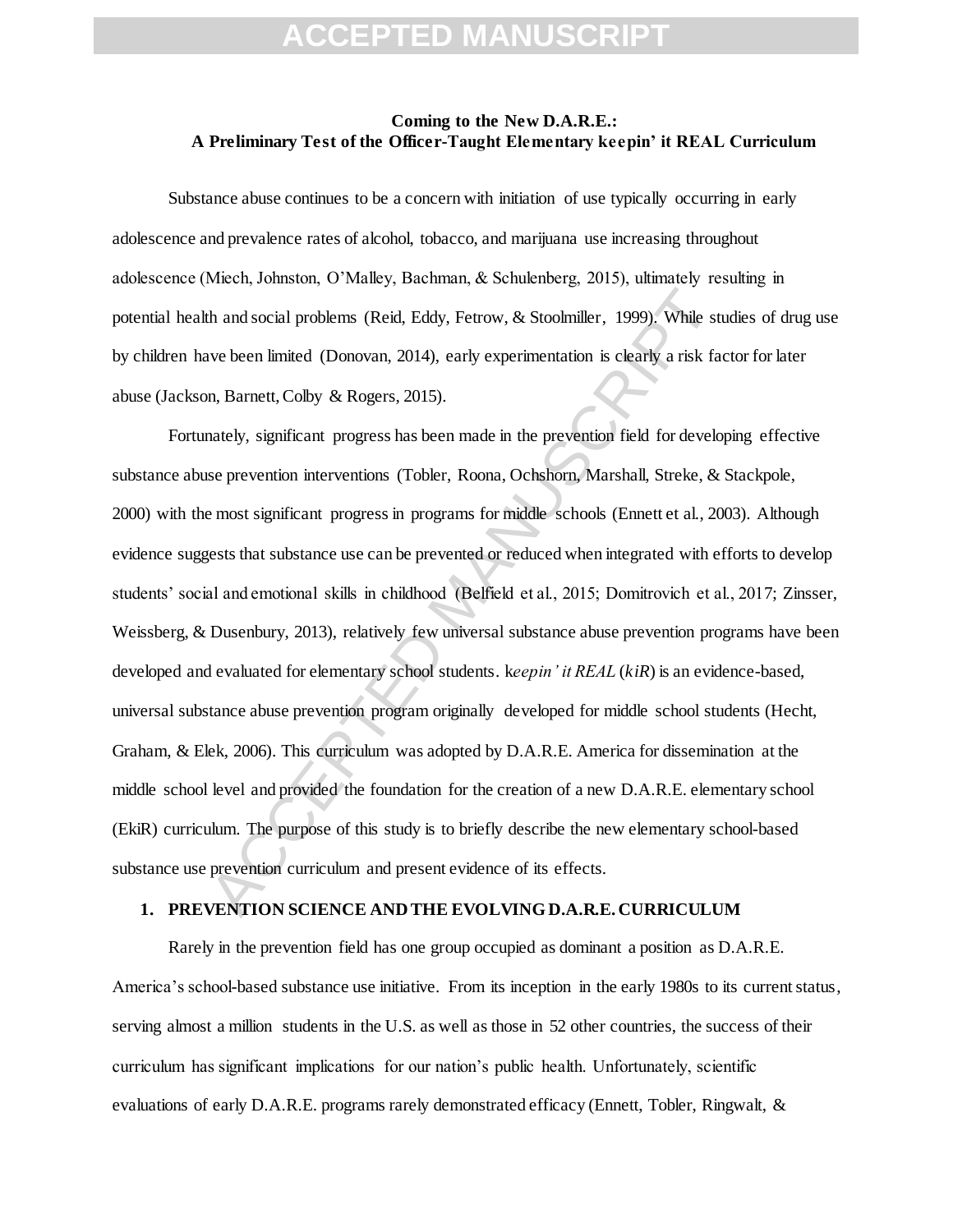**Coming to the New D.A.R.E.:**
**A Preliminary Test of the Officer-Taught Elementary keepin' it REAL Curriculum**

Substance abuse continues to be a concern with initiation of use typically occurring in early adolescence and prevalence rates of alcohol, tobacco, and marijuana use increasing throughout adolescence (Miech, Johnston, O'Malley, Bachman, & Schulenberg, 2015), ultimately resulting in potential health and social problems (Reid, Eddy, Fetrow, & Stoolmiller, 1999). While studies of drug use by children have been limited (Donovan, 2014), early experimentation is clearly a risk factor for later abuse (Jackson, Barnett, Colby & Rogers, 2015).

Fortunately, significant progress has been made in the prevention field for developing effective substance abuse prevention interventions (Tobler, Roona, Ochshorn, Marshall, Streke, & Stackpole, 2000) with the most significant progress in programs for middle schools (Ennett et al., 2003). Although evidence suggests that substance use can be prevented or reduced when integrated with efforts to develop students' social and emotional skills in childhood (Belfield et al., 2015; Domitrovich et al., 2017; Zinsser, Weissberg, & Dusenbury, 2013), relatively few universal substance abuse prevention programs have been developed and evaluated for elementary school students. k*eepin' it REAL* (*kiR*) is an evidence-based, universal substance abuse prevention program originally developed for middle school students (Hecht, Graham, & Elek, 2006). This curriculum was adopted by D.A.R.E. America for dissemination at the middle school level and provided the foundation for the creation of a new D.A.R.E. elementary school (EkiR) curriculum. The purpose of this study is to briefly describe the new elementary school-based substance use prevention curriculum and present evidence of its effects.

## 1. PREVENTION SCIENCE AND THE EVOLVING D.A.R.E. CURRICULUM

Rarely in the prevention field has one group occupied as dominant a position as D.A.R.E. America's school-based substance use initiative. From its inception in the early 1980s to its current status, serving almost a million students in the U.S. as well as those in 52 other countries, the success of their curriculum has significant implications for our nation's public health. Unfortunately, scientific evaluations of early D.A.R.E. programs rarely demonstrated efficacy (Ennett, Tobler, Ringwalt, &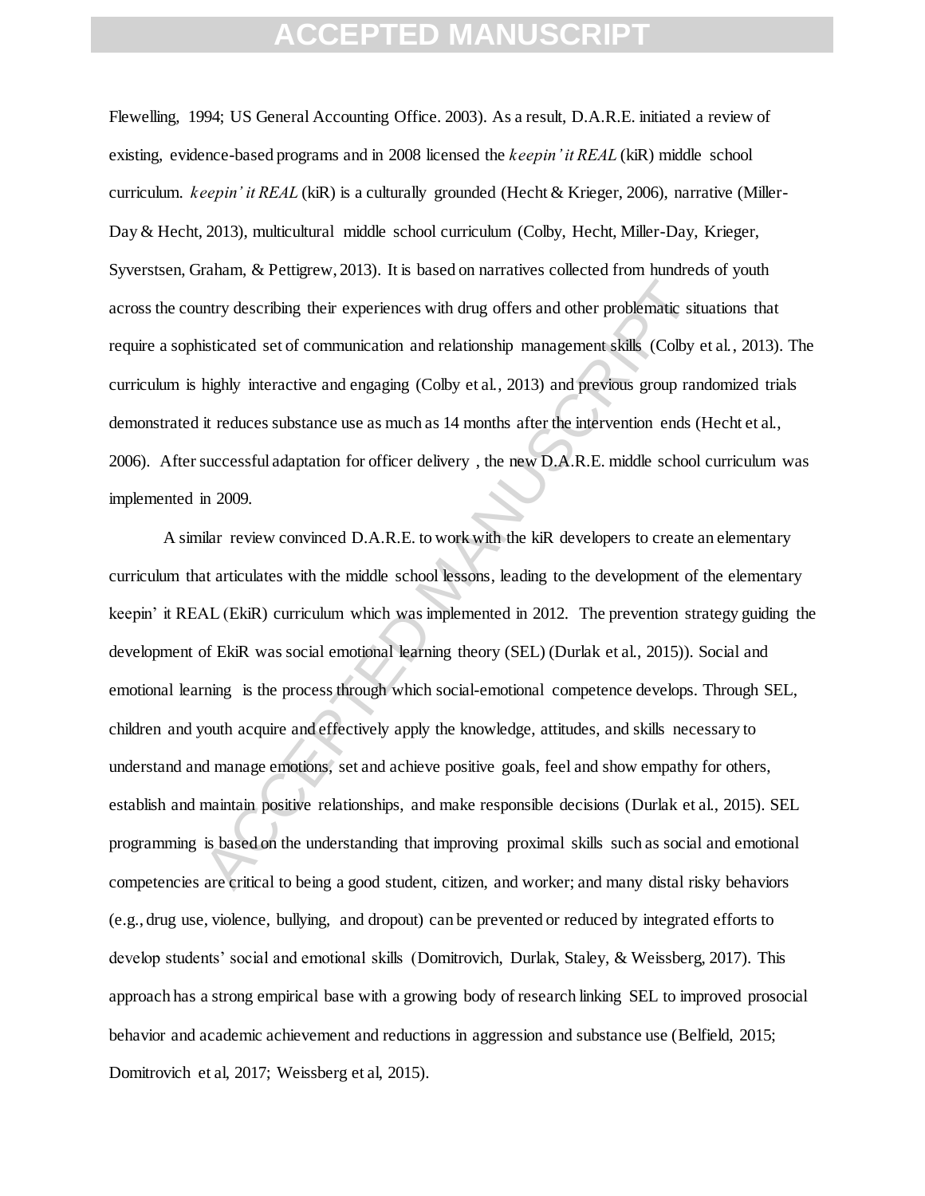Flewelling, 1994; US General Accounting Office. 2003). As a result, D.A.R.E. initiated a review of existing, evidence-based programs and in 2008 licensed the *keepin' it REAL* (kiR) middle school curriculum. *keepin' it REAL* (kiR) is a culturally grounded (Hecht & Krieger, 2006), narrative (Miller-Day & Hecht, 2013), multicultural middle school curriculum (Colby, Hecht, Miller-Day, Krieger, Syverstsen, Graham, & Pettigrew, 2013). It is based on narratives collected from hundreds of youth across the country describing their experiences with drug offers and other problematic situations that require a sophisticated set of communication and relationship management skills (Colby et al., 2013). The curriculum is highly interactive and engaging (Colby et al., 2013) and previous group randomized trials demonstrated it reduces substance use as much as 14 months after the intervention ends (Hecht et al., 2006). After successful adaptation for officer delivery , the new D.A.R.E. middle school curriculum was implemented in 2009.

A similar review convinced D.A.R.E. to work with the kiR developers to create an elementary curriculum that articulates with the middle school lessons, leading to the development of the elementary keepin' it REAL (EkiR) curriculum which was implemented in 2012. The prevention strategy guiding the development of EkiR was social emotional learning theory (SEL) (Durlak et al., 2015)). Social and emotional learning is the process through which social-emotional competence develops. Through SEL, children and youth acquire and effectively apply the knowledge, attitudes, and skills necessary to understand and manage emotions, set and achieve positive goals, feel and show empathy for others, establish and maintain positive relationships, and make responsible decisions (Durlak et al., 2015). SEL programming is based on the understanding that improving proximal skills such as social and emotional competencies are critical to being a good student, citizen, and worker; and many distal risky behaviors (e.g., drug use, violence, bullying, and dropout) can be prevented or reduced by integrated efforts to develop students' social and emotional skills (Domitrovich, Durlak, Staley, & Weissberg, 2017). This approach has a strong empirical base with a growing body of research linking SEL to improved prosocial behavior and academic achievement and reductions in aggression and substance use (Belfield, 2015; Domitrovich et al, 2017; Weissberg et al, 2015).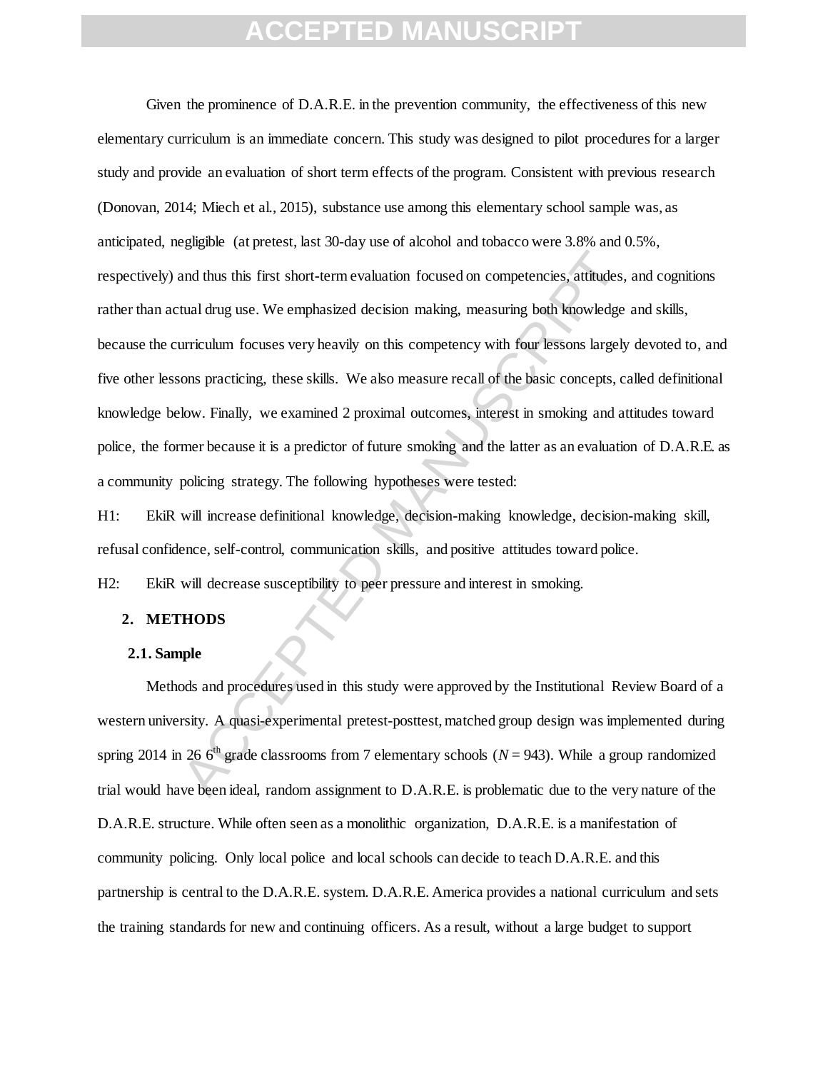Given the prominence of D.A.R.E. in the prevention community, the effectiveness of this new elementary curriculum is an immediate concern. This study was designed to pilot procedures for a larger study and provide an evaluation of short term effects of the program. Consistent with previous research (Donovan, 2014; Miech et al., 2015), substance use among this elementary school sample was, as anticipated, negligible (at pretest, last 30-day use of alcohol and tobacco were 3.8% and 0.5%, respectively) and thus this first short-term evaluation focused on competencies, attitudes, and cognitions rather than actual drug use. We emphasized decision making, measuring both knowledge and skills, because the curriculum focuses very heavily on this competency with four lessons largely devoted to, and five other lessons practicing, these skills. We also measure recall of the basic concepts, called definitional knowledge below. Finally, we examined 2 proximal outcomes, interest in smoking and attitudes toward police, the former because it is a predictor of future smoking and the latter as an evaluation of D.A.R.E. as a community policing strategy. The following hypotheses were tested:

H1: EkiR will increase definitional knowledge, decision-making knowledge, decision-making skill, refusal confidence, self-control, communication skills, and positive attitudes toward police.

H2: EkiR will decrease susceptibility to peer pressure and interest in smoking.

## 2. METHODS

### 2.1. Sample

Methods and procedures used in this study were approved by the Institutional Review Board of a western university. A quasi-experimental pretest-posttest, matched group design was implemented during spring 2014 in 26 6th grade classrooms from 7 elementary schools ($N = 943$). While a group randomized trial would have been ideal, random assignment to D.A.R.E. is problematic due to the very nature of the D.A.R.E. structure. While often seen as a monolithic organization, D.A.R.E. is a manifestation of community policing. Only local police and local schools can decide to teach D.A.R.E. and this partnership is central to the D.A.R.E. system. D.A.R.E. America provides a national curriculum and sets the training standards for new and continuing officers. As a result, without a large budget to support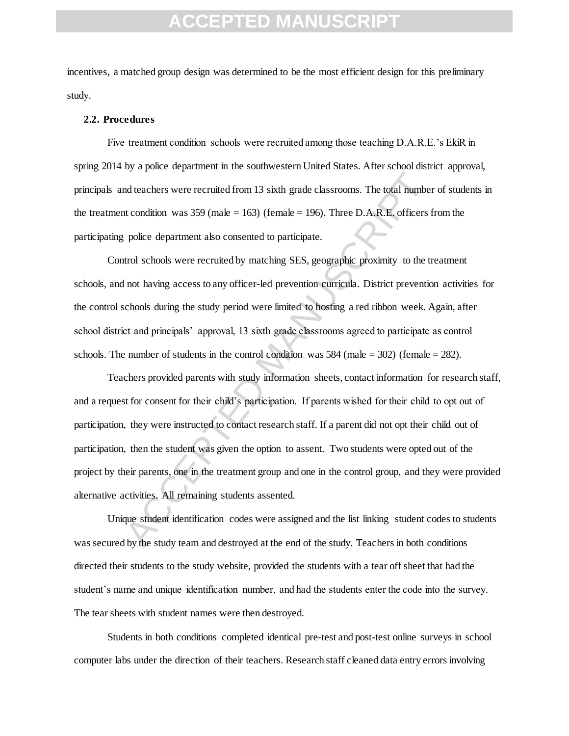incentives, a matched group design was determined to be the most efficient design for this preliminary study.

### 2.2. Procedures

Five treatment condition schools were recruited among those teaching D.A.R.E.'s EkiR in spring 2014 by a police department in the southwestern United States. After school district approval, principals and teachers were recruited from 13 sixth grade classrooms. The total number of students in the treatment condition was 359 (male = 163) (female = 196). Three D.A.R.E. officers from the participating police department also consented to participate.

Control schools were recruited by matching SES, geographic proximity to the treatment schools, and not having access to any officer-led prevention curricula. District prevention activities for the control schools during the study period were limited to hosting a red ribbon week. Again, after school district and principals' approval, 13 sixth grade classrooms agreed to participate as control schools. The number of students in the control condition was 584 (male = 302) (female = 282).

Teachers provided parents with study information sheets, contact information for research staff, and a request for consent for their child's participation. If parents wished for their child to opt out of participation, they were instructed to contact research staff. If a parent did not opt their child out of participation, then the student was given the option to assent. Two students were opted out of the project by their parents, one in the treatment group and one in the control group, and they were provided alternative activities. All remaining students assented.

Unique student identification codes were assigned and the list linking student codes to students was secured by the study team and destroyed at the end of the study. Teachers in both conditions directed their students to the study website, provided the students with a tear off sheet that had the student's name and unique identification number, and had the students enter the code into the survey. The tear sheets with student names were then destroyed.

Students in both conditions completed identical pre-test and post-test online surveys in school computer labs under the direction of their teachers. Research staff cleaned data entry errors involving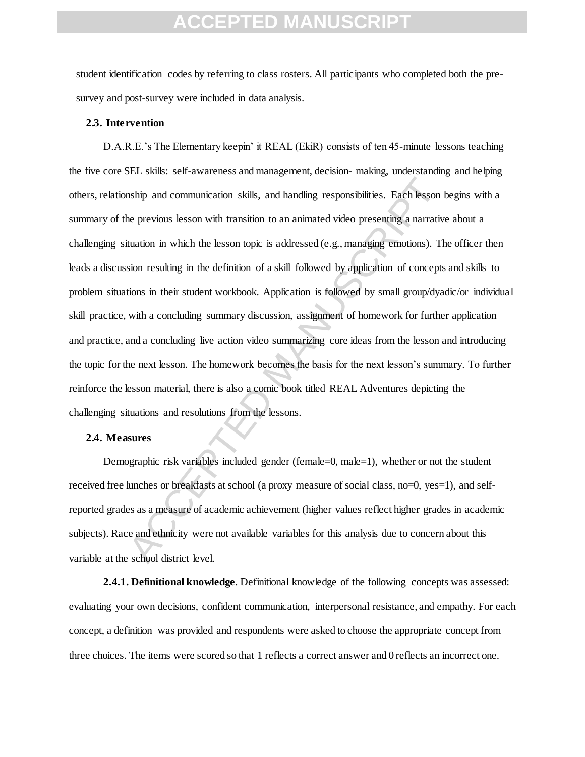student identification codes by referring to class rosters. All participants who completed both the pre-survey and post-survey were included in data analysis.

### 2.3. Intervention

D.A.R.E.'s The Elementary keepin' it REAL (EkiR) consists of ten 45-minute lessons teaching the five core SEL skills: self-awareness and management, decision- making, understanding and helping others, relationship and communication skills, and handling responsibilities. Each lesson begins with a summary of the previous lesson with transition to an animated video presenting a narrative about a challenging situation in which the lesson topic is addressed (e.g., managing emotions). The officer then leads a discussion resulting in the definition of a skill followed by application of concepts and skills to problem situations in their student workbook. Application is followed by small group/dyadic/or individual skill practice, with a concluding summary discussion, assignment of homework for further application and practice, and a concluding live action video summarizing core ideas from the lesson and introducing the topic for the next lesson. The homework becomes the basis for the next lesson's summary. To further reinforce the lesson material, there is also a comic book titled REAL Adventures depicting the challenging situations and resolutions from the lessons.

### 2.4. Measures

Demographic risk variables included gender (female=0, male=1), whether or not the student received free lunches or breakfasts at school (a proxy measure of social class, no=0, yes=1), and self-reported grades as a measure of academic achievement (higher values reflect higher grades in academic subjects). Race and ethnicity were not available variables for this analysis due to concern about this variable at the school district level.

**2.4.1. Definitional knowledge**. Definitional knowledge of the following concepts was assessed: evaluating your own decisions, confident communication, interpersonal resistance, and empathy. For each concept, a definition was provided and respondents were asked to choose the appropriate concept from three choices. The items were scored so that 1 reflects a correct answer and 0 reflects an incorrect one.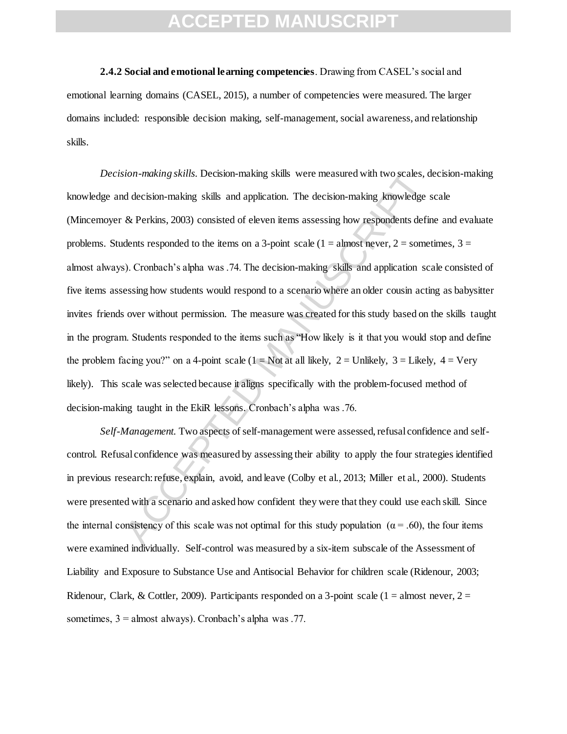**2.4.2 Social and emotional learning competencies**. Drawing from CASEL's social and emotional learning domains (CASEL, 2015), a number of competencies were measured. The larger domains included: responsible decision making, self-management, social awareness, and relationship skills.

*Decision-making skills.* Decision-making skills were measured with two scales, decision-making knowledge and decision-making skills and application. The decision-making knowledge scale (Mincemoyer & Perkins, 2003) consisted of eleven items assessing how respondents define and evaluate problems. Students responded to the items on a 3-point scale (1 = almost never, 2 = sometimes, 3 = almost always). Cronbach's alpha was .74. The decision-making skills and application scale consisted of five items assessing how students would respond to a scenario where an older cousin acting as babysitter invites friends over without permission. The measure was created for this study based on the skills taught in the program. Students responded to the items such as "How likely is it that you would stop and define the problem facing you?" on a 4-point scale (1 = Not at all likely, 2 = Unlikely, 3 = Likely, 4 = Very likely). This scale was selected because it aligns specifically with the problem-focused method of decision-making taught in the EkiR lessons. Cronbach's alpha was .76.

*Self-Management.* Two aspects of self-management were assessed, refusal confidence and self-control. Refusal confidence was measured by assessing their ability to apply the four strategies identified in previous research: refuse, explain, avoid, and leave (Colby et al., 2013; Miller et al., 2000). Students were presented with a scenario and asked how confident they were that they could use each skill. Since the internal consistency of this scale was not optimal for this study population ($\alpha = .60$), the four items were examined individually. Self-control was measured by a six-item subscale of the Assessment of Liability and Exposure to Substance Use and Antisocial Behavior for children scale (Ridenour, 2003; Ridenour, Clark, & Cottler, 2009). Participants responded on a 3-point scale (1 = almost never, 2 = sometimes, 3 = almost always). Cronbach's alpha was .77.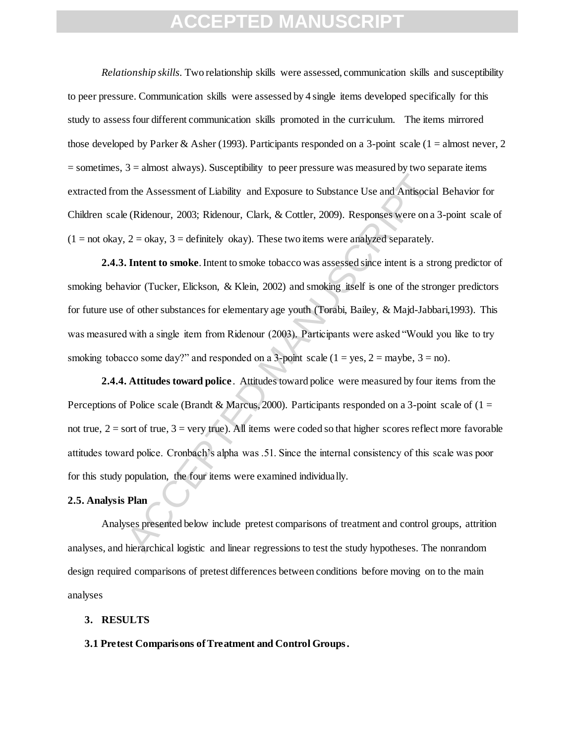*Relationship skills.* Two relationship skills were assessed, communication skills and susceptibility to peer pressure. Communication skills were assessed by 4 single items developed specifically for this study to assess four different communication skills promoted in the curriculum. The items mirrored those developed by Parker & Asher (1993). Participants responded on a 3-point scale (1 = almost never, 2 = sometimes, 3 = almost always). Susceptibility to peer pressure was measured by two separate items extracted from the Assessment of Liability and Exposure to Substance Use and Antisocial Behavior for Children scale (Ridenour, 2003; Ridenour, Clark, & Cottler, 2009). Responses were on a 3-point scale of (1 = not okay, 2 = okay, 3 = definitely okay). These two items were analyzed separately.

**2.4.3. Intent to smoke**. Intent to smoke tobacco was assessed since intent is a strong predictor of smoking behavior (Tucker, Elickson, & Klein, 2002) and smoking itself is one of the stronger predictors for future use of other substances for elementary age youth (Torabi, Bailey, & Majd-Jabbari,1993). This was measured with a single item from Ridenour (2003). Participants were asked "Would you like to try smoking tobacco some day?" and responded on a 3-point scale (1 = yes, 2 = maybe, 3 = no).

**2.4.4. Attitudes toward police**. Attitudes toward police were measured by four items from the Perceptions of Police scale (Brandt & Marcus, 2000). Participants responded on a 3-point scale of (1 = not true, 2 = sort of true, 3 = very true). All items were coded so that higher scores reflect more favorable attitudes toward police. Cronbach's alpha was .51. Since the internal consistency of this scale was poor for this study population, the four items were examined individually.

### 2.5. Analysis Plan

Analyses presented below include pretest comparisons of treatment and control groups, attrition analyses, and hierarchical logistic and linear regressions to test the study hypotheses. The nonrandom design required comparisons of pretest differences between conditions before moving on to the main analyses

## 3. RESULTS

### 3.1 Pretest Comparisons of Treatment and Control Groups.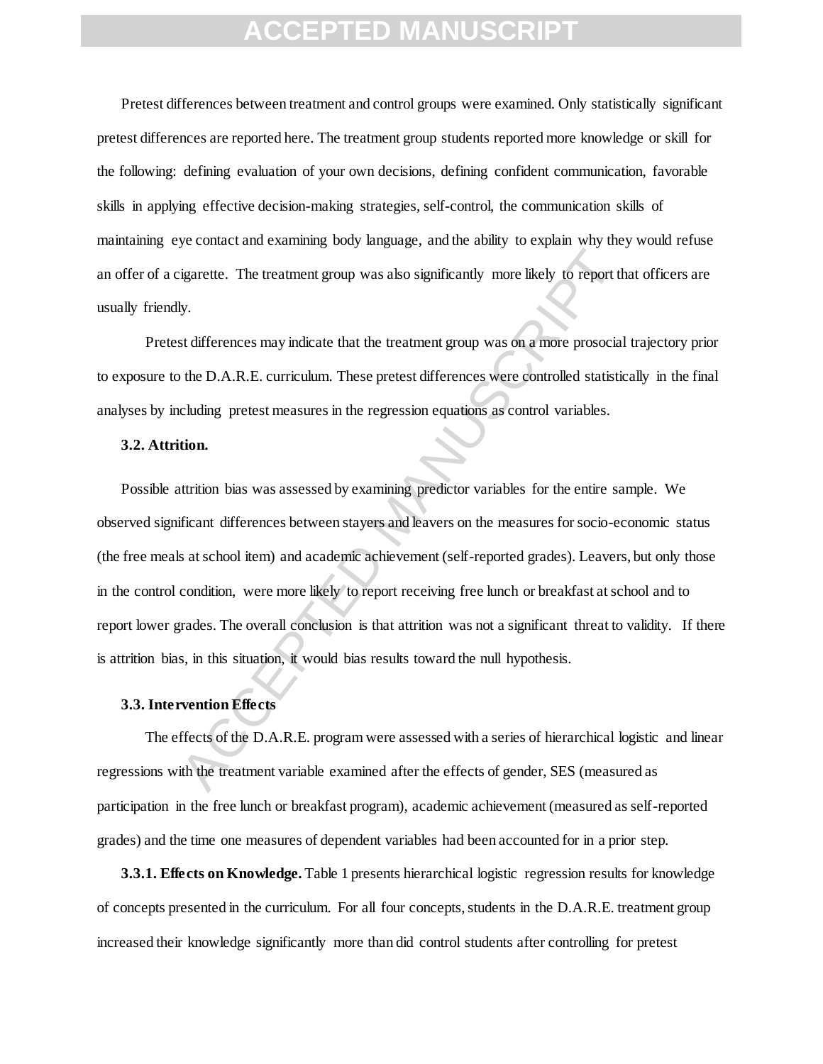Pretest differences between treatment and control groups were examined. Only statistically significant pretest differences are reported here. The treatment group students reported more knowledge or skill for the following: defining evaluation of your own decisions, defining confident communication, favorable skills in applying effective decision-making strategies, self-control, the communication skills of maintaining eye contact and examining body language, and the ability to explain why they would refuse an offer of a cigarette. The treatment group was also significantly more likely to report that officers are usually friendly.

Pretest differences may indicate that the treatment group was on a more prosocial trajectory prior to exposure to the D.A.R.E. curriculum. These pretest differences were controlled statistically in the final analyses by including pretest measures in the regression equations as control variables.

### 3.2. Attrition.

Possible attrition bias was assessed by examining predictor variables for the entire sample. We observed significant differences between stayers and leavers on the measures for socio-economic status (the free meals at school item) and academic achievement (self-reported grades). Leavers, but only those in the control condition, were more likely to report receiving free lunch or breakfast at school and to report lower grades. The overall conclusion is that attrition was not a significant threat to validity. If there is attrition bias, in this situation, it would bias results toward the null hypothesis.

### 3.3. Intervention Effects

The effects of the D.A.R.E. program were assessed with a series of hierarchical logistic and linear regressions with the treatment variable examined after the effects of gender, SES (measured as participation in the free lunch or breakfast program), academic achievement (measured as self-reported grades) and the time one measures of dependent variables had been accounted for in a prior step.

**3.3.1. Effects on Knowledge.** Table 1 presents hierarchical logistic regression results for knowledge of concepts presented in the curriculum. For all four concepts, students in the D.A.R.E. treatment group increased their knowledge significantly more than did control students after controlling for pretest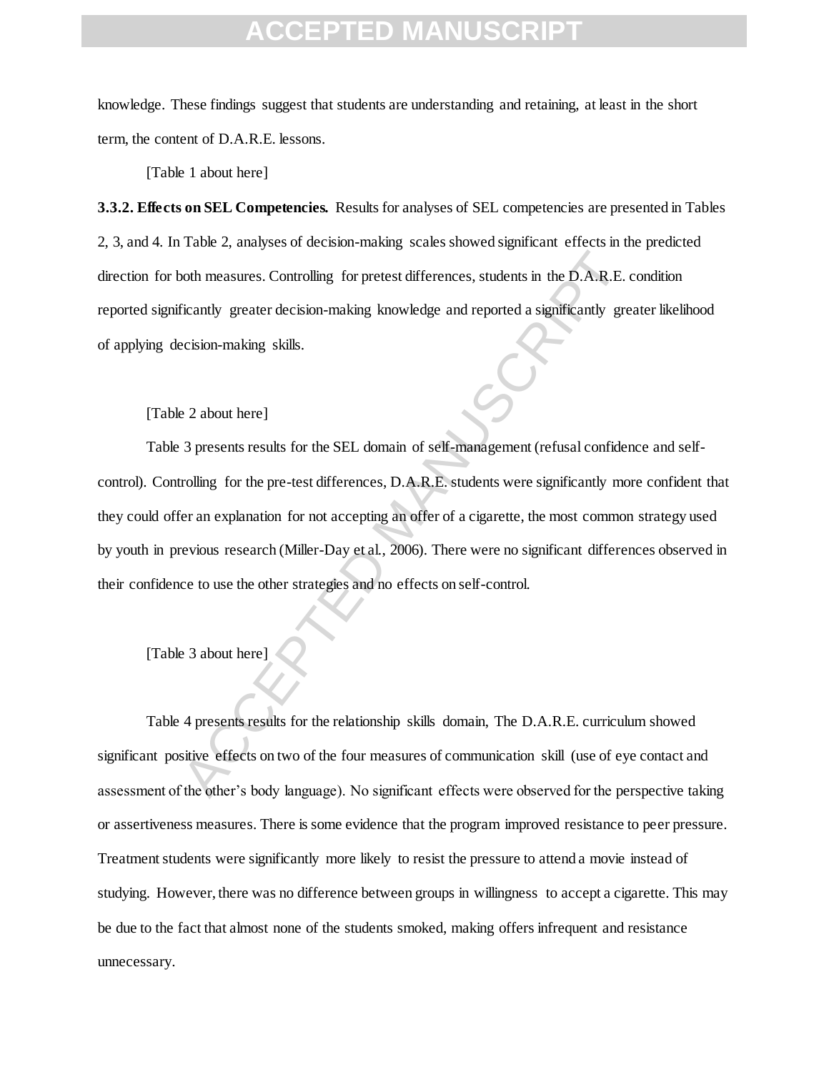knowledge. These findings suggest that students are understanding and retaining, at least in the short term, the content of D.A.R.E. lessons.

[Table 1 about here]

**3.3.2. Effects on SEL Competencies.** Results for analyses of SEL competencies are presented in Tables 2, 3, and 4. In Table 2, analyses of decision-making scales showed significant effects in the predicted direction for both measures. Controlling for pretest differences, students in the D.A.R.E. condition reported significantly greater decision-making knowledge and reported a significantly greater likelihood of applying decision-making skills.

[Table 2 about here]

Table 3 presents results for the SEL domain of self-management (refusal confidence and self-control). Controlling for the pre-test differences, D.A.R.E. students were significantly more confident that they could offer an explanation for not accepting an offer of a cigarette, the most common strategy used by youth in previous research (Miller-Day et al., 2006). There were no significant differences observed in their confidence to use the other strategies and no effects on self-control.

[Table 3 about here]

Table 4 presents results for the relationship skills domain, The D.A.R.E. curriculum showed significant positive effects on two of the four measures of communication skill (use of eye contact and assessment of the other's body language). No significant effects were observed for the perspective taking or assertiveness measures. There is some evidence that the program improved resistance to peer pressure. Treatment students were significantly more likely to resist the pressure to attend a movie instead of studying. However, there was no difference between groups in willingness to accept a cigarette. This may be due to the fact that almost none of the students smoked, making offers infrequent and resistance unnecessary.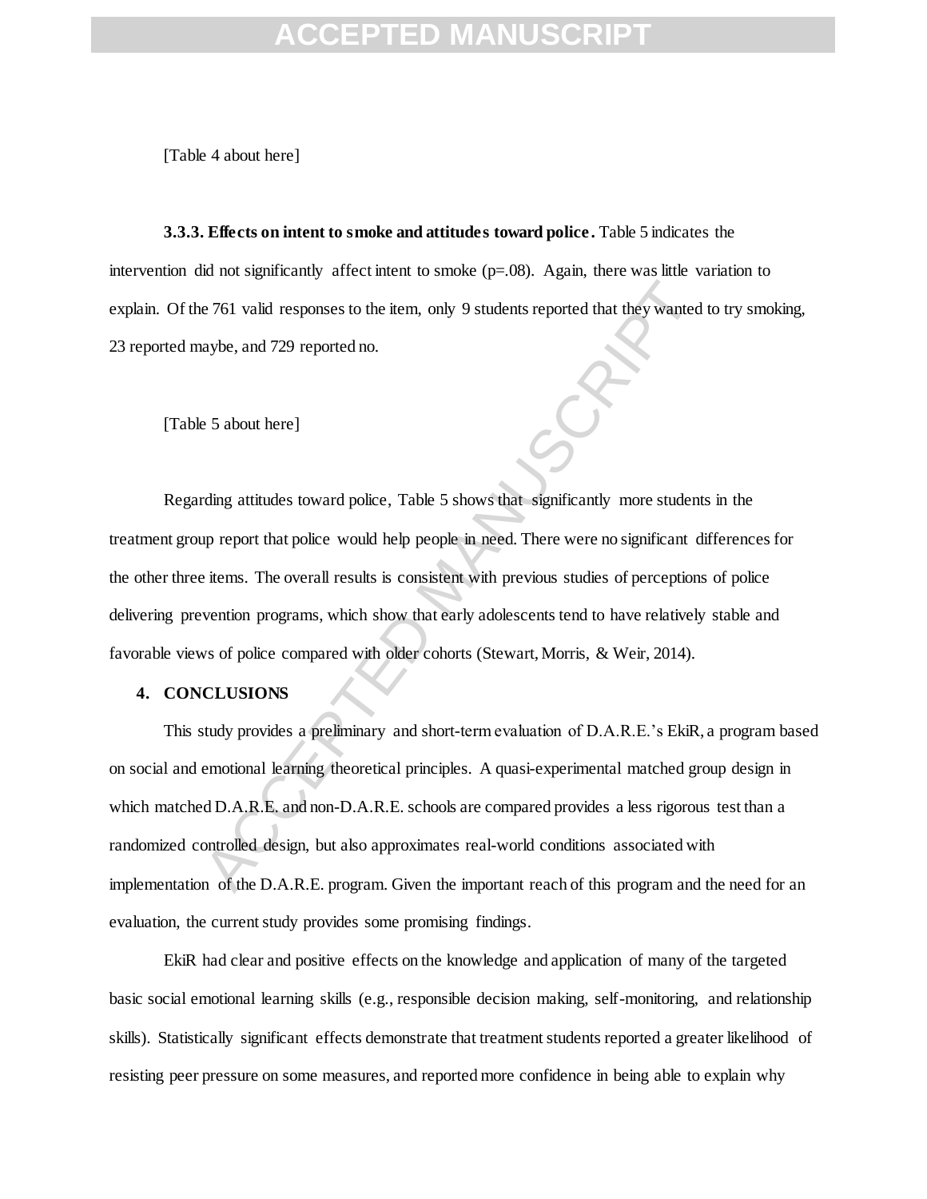[Table 4 about here]

**3.3.3. Effects on intent to smoke and attitudes toward police.** Table 5 indicates the intervention did not significantly affect intent to smoke (p=.08). Again, there was little variation to explain. Of the 761 valid responses to the item, only 9 students reported that they wanted to try smoking, 23 reported maybe, and 729 reported no.

[Table 5 about here]

Regarding attitudes toward police, Table 5 shows that significantly more students in the treatment group report that police would help people in need. There were no significant differences for the other three items. The overall results is consistent with previous studies of perceptions of police delivering prevention programs, which show that early adolescents tend to have relatively stable and favorable views of police compared with older cohorts (Stewart, Morris, & Weir, 2014).

## 4. CONCLUSIONS

This study provides a preliminary and short-term evaluation of D.A.R.E.'s EkiR, a program based on social and emotional learning theoretical principles. A quasi-experimental matched group design in which matched D.A.R.E. and non-D.A.R.E. schools are compared provides a less rigorous test than a randomized controlled design, but also approximates real-world conditions associated with implementation of the D.A.R.E. program. Given the important reach of this program and the need for an evaluation, the current study provides some promising findings.

EkiR had clear and positive effects on the knowledge and application of many of the targeted basic social emotional learning skills (e.g., responsible decision making, self-monitoring, and relationship skills). Statistically significant effects demonstrate that treatment students reported a greater likelihood of resisting peer pressure on some measures, and reported more confidence in being able to explain why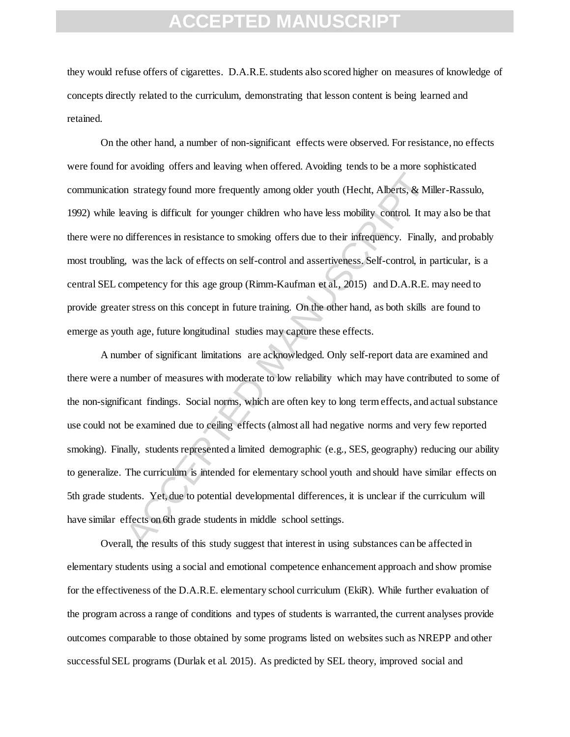they would refuse offers of cigarettes. D.A.R.E. students also scored higher on measures of knowledge of concepts directly related to the curriculum, demonstrating that lesson content is being learned and retained.

On the other hand, a number of non-significant effects were observed. For resistance, no effects were found for avoiding offers and leaving when offered. Avoiding tends to be a more sophisticated communication strategy found more frequently among older youth (Hecht, Alberts, & Miller-Rassulo, 1992) while leaving is difficult for younger children who have less mobility control. It may also be that there were no differences in resistance to smoking offers due to their infrequency. Finally, and probably most troubling, was the lack of effects on self-control and assertiveness. Self-control, in particular, is a central SEL competency for this age group (Rimm-Kaufman et al., 2015) and D.A.R.E. may need to provide greater stress on this concept in future training. On the other hand, as both skills are found to emerge as youth age, future longitudinal studies may capture these effects.

A number of significant limitations are acknowledged. Only self-report data are examined and there were a number of measures with moderate to low reliability which may have contributed to some of the non-significant findings. Social norms, which are often key to long term effects, and actual substance use could not be examined due to ceiling effects (almost all had negative norms and very few reported smoking). Finally, students represented a limited demographic (e.g., SES, geography) reducing our ability to generalize. The curriculum is intended for elementary school youth and should have similar effects on 5th grade students. Yet, due to potential developmental differences, it is unclear if the curriculum will have similar effects on 6th grade students in middle school settings.

Overall, the results of this study suggest that interest in using substances can be affected in elementary students using a social and emotional competence enhancement approach and show promise for the effectiveness of the D.A.R.E. elementary school curriculum (EkiR). While further evaluation of the program across a range of conditions and types of students is warranted, the current analyses provide outcomes comparable to those obtained by some programs listed on websites such as NREPP and other successful SEL programs (Durlak et al. 2015). As predicted by SEL theory, improved social and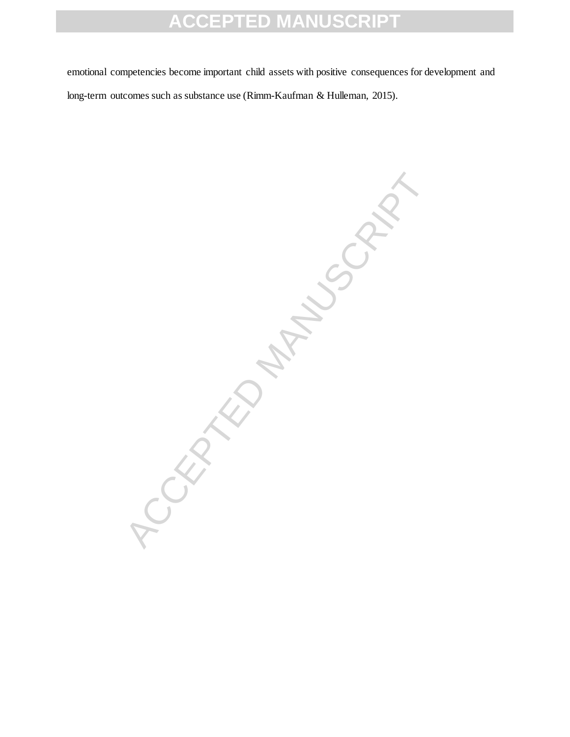emotional competencies become important child assets with positive consequences for development and long-term outcomes such as substance use (Rimm-Kaufman & Hulleman, 2015).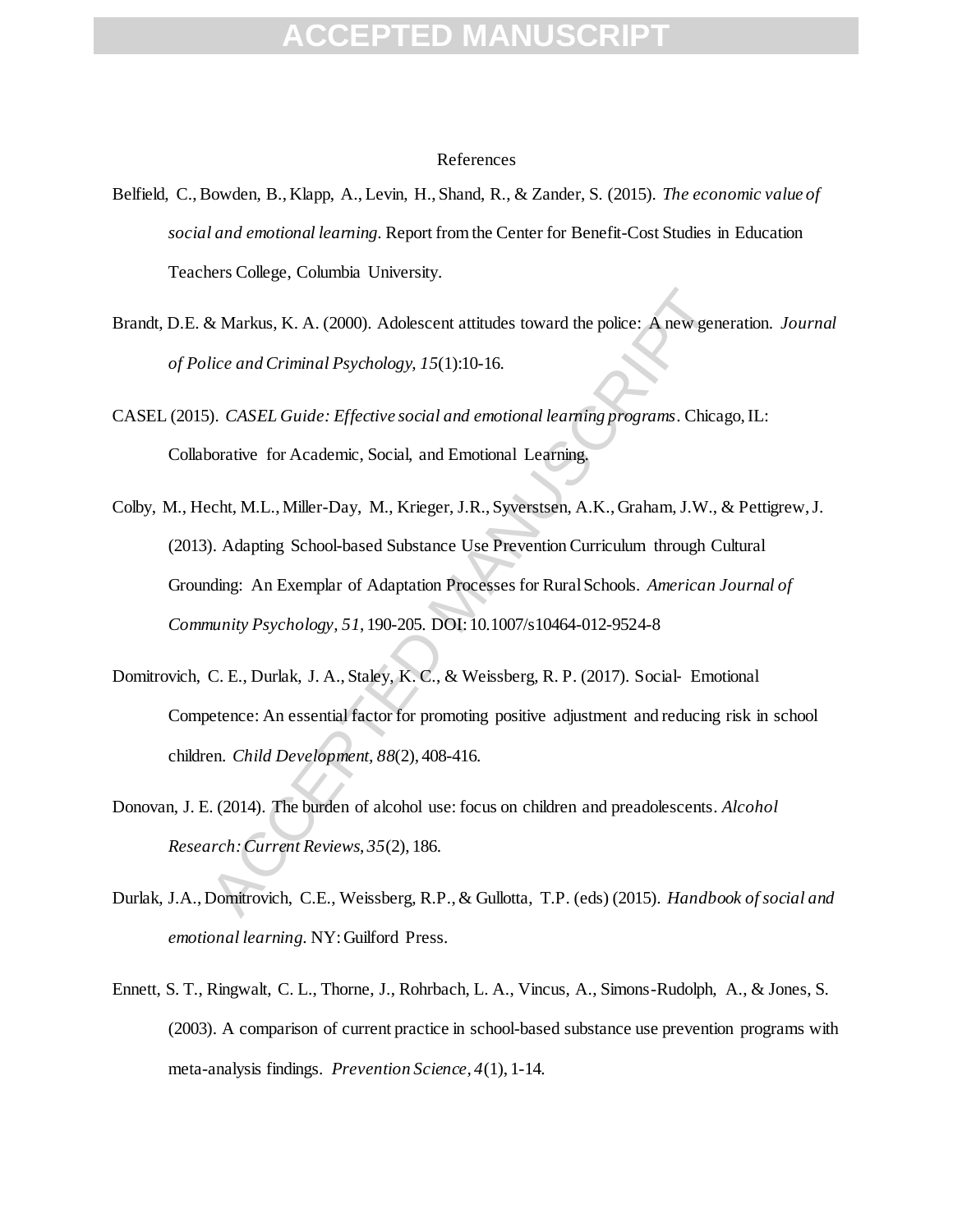# References

Belfield, C., Bowden, B., Klapp, A., Levin, H., Shand, R., & Zander, S. (2015). *The economic value of social and emotional learning.* Report from the Center for Benefit-Cost Studies in Education Teachers College, Columbia University.

Brandt, D.E. & Markus, K. A. (2000). Adolescent attitudes toward the police: A new generation. *Journal of Police and Criminal Psychology, 15*(1):10-16.

CASEL (2015). *CASEL Guide: Effective social and emotional learning programs*. Chicago, IL: Collaborative for Academic, Social, and Emotional Learning.

Colby, M., Hecht, M.L., Miller-Day, M., Krieger, J.R., Syverstsen, A.K., Graham, J.W., & Pettigrew, J. (2013). Adapting School-based Substance Use Prevention Curriculum through Cultural Grounding: An Exemplar of Adaptation Processes for Rural Schools. *American Journal of Community Psychology, 51*, 190-205. DOI: 10.1007/s10464-012-9524-8

Domitrovich, C. E., Durlak, J. A., Staley, K. C., & Weissberg, R. P. (2017). Social- Emotional Competence: An essential factor for promoting positive adjustment and reducing risk in school children. *Child Development, 88*(2), 408-416.

Donovan, J. E. (2014). The burden of alcohol use: focus on children and preadolescents. *Alcohol Research: Current Reviews, 35*(2), 186.

Durlak, J.A., Domitrovich, C.E., Weissberg, R.P., & Gullotta, T.P. (eds) (2015). *Handbook of social and emotional learning.* NY: Guilford Press.

Ennett, S. T., Ringwalt, C. L., Thorne, J., Rohrbach, L. A., Vincus, A., Simons-Rudolph, A., & Jones, S. (2003). A comparison of current practice in school-based substance use prevention programs with meta-analysis findings. *Prevention Science, 4*(1), 1-14.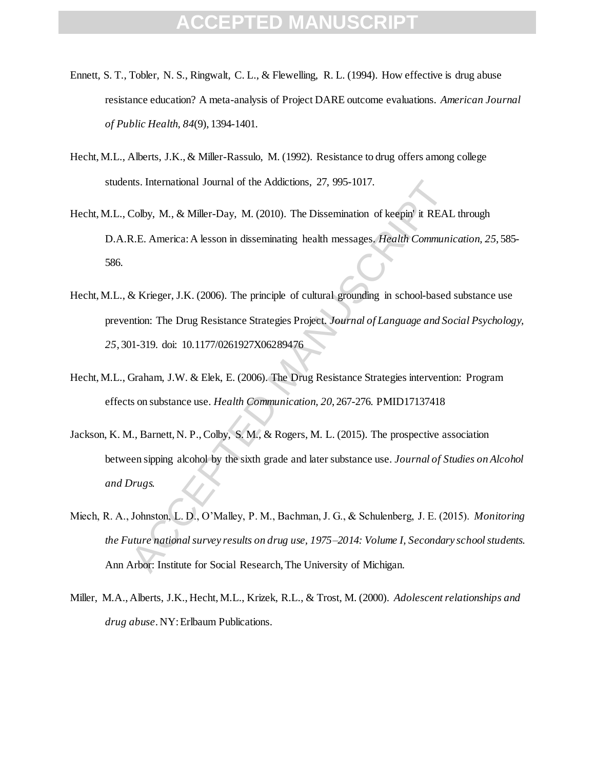Ennett, S. T., Tobler, N. S., Ringwalt, C. L., & Flewelling, R. L. (1994). How effective is drug abuse resistance education? A meta-analysis of Project DARE outcome evaluations. *American Journal of Public Health*, *84*(9), 1394-1401.

Hecht, M.L., Alberts, J.K., & Miller-Rassulo, M. (1992). Resistance to drug offers among college students. International Journal of the Addictions, 27, 995-1017.

Hecht, M.L., Colby, M., & Miller-Day, M. (2010). The Dissemination of keepin' it REAL through D.A.R.E. America: A lesson in disseminating health messages. *Health Communication*, *25*, 585-586.

Hecht, M.L., & Krieger, J.K. (2006). The principle of cultural grounding in school-based substance use prevention: The Drug Resistance Strategies Project. *Journal of Language and Social Psychology*, *25*, 301-319. doi: 10.1177/0261927X06289476

Hecht, M.L., Graham, J.W. & Elek, E. (2006). The Drug Resistance Strategies intervention: Program effects on substance use. *Health Communication, 20*, 267-276. PMID17137418

Jackson, K. M., Barnett, N. P., Colby, S. M., & Rogers, M. L. (2015). The prospective association between sipping alcohol by the sixth grade and later substance use. *Journal of Studies on Alcohol and Drugs*.

Miech, R. A., Johnston, L. D., O'Malley, P. M., Bachman, J. G., & Schulenberg, J. E. (2015). *Monitoring the Future national survey results on drug use, 1975–2014: Volume I, Secondary school students.* Ann Arbor: Institute for Social Research, The University of Michigan.

Miller, M.A., Alberts, J.K., Hecht, M.L., Krizek, R.L., & Trost, M. (2000). *Adolescent relationships and drug abuse*. NY: Erlbaum Publications.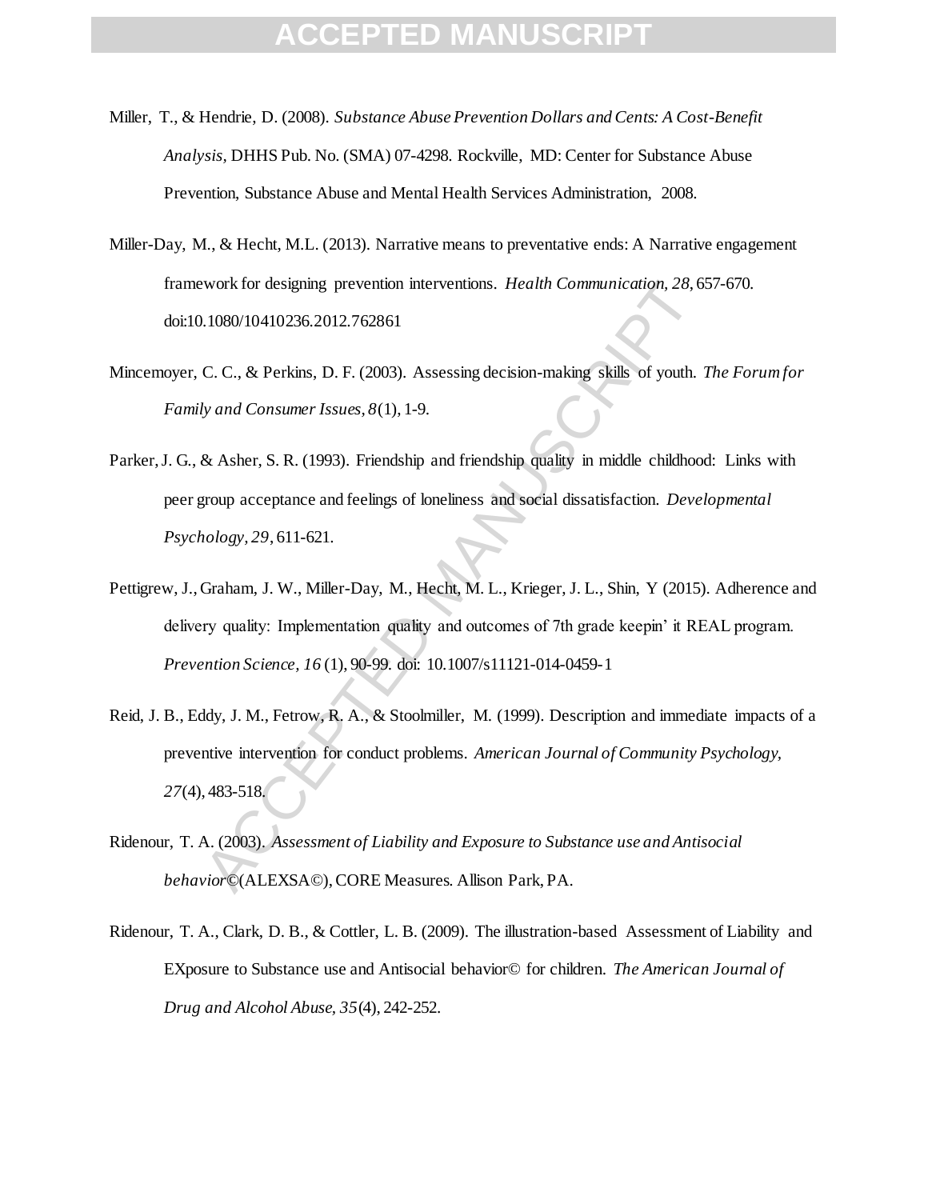Miller, T., & Hendrie, D. (2008). *Substance Abuse Prevention Dollars and Cents: A Cost-Benefit Analysis*, DHHS Pub. No. (SMA) 07-4298. Rockville, MD: Center for Substance Abuse Prevention, Substance Abuse and Mental Health Services Administration, 2008.

Miller-Day, M., & Hecht, M.L. (2013). Narrative means to preventative ends: A Narrative engagement framework for designing prevention interventions. *Health Communication, 28*, 657-670. doi:10.1080/10410236.2012.762861

Mincemoyer, C. C., & Perkins, D. F. (2003). Assessing decision-making skills of youth. *The Forum for Family and Consumer Issues, 8*(1), 1-9.

Parker, J. G., & Asher, S. R. (1993). Friendship and friendship quality in middle childhood: Links with peer group acceptance and feelings of loneliness and social dissatisfaction. *Developmental Psychology, 29*, 611-621.

Pettigrew, J., Graham, J. W., Miller-Day, M., Hecht, M. L., Krieger, J. L., Shin, Y (2015). Adherence and delivery quality: Implementation quality and outcomes of 7th grade keepin' it REAL program. *Prevention Science, 16* (1), 90-99. doi: 10.1007/s11121-014-0459-1

Reid, J. B., Eddy, J. M., Fetrow, R. A., & Stoolmiller, M. (1999). Description and immediate impacts of a preventive intervention for conduct problems. *American Journal of Community Psychology, 27*(4), 483-518.

Ridenour, T. A. (2003). *Assessment of Liability and Exposure to Substance use and Antisocial behavior*©(ALEXSA©), CORE Measures. Allison Park, PA.

Ridenour, T. A., Clark, D. B., & Cottler, L. B. (2009). The illustration-based Assessment of Liability and EXposure to Substance use and Antisocial behavior© for children. *The American Journal of Drug and Alcohol Abuse, 35*(4), 242-252.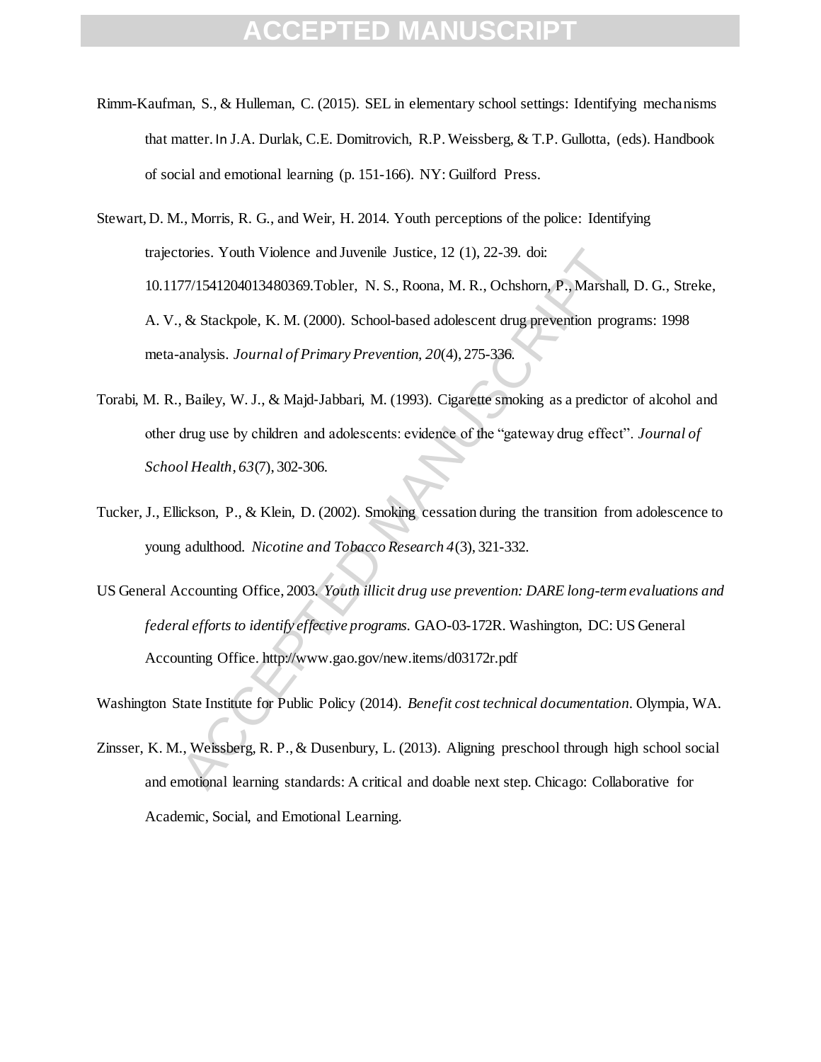Rimm-Kaufman, S., & Hulleman, C. (2015). SEL in elementary school settings: Identifying mechanisms that matter. In J.A. Durlak, C.E. Domitrovich, R.P. Weissberg, & T.P. Gullotta, (eds). Handbook of social and emotional learning (p. 151-166). NY: Guilford Press.

Stewart, D. M., Morris, R. G., and Weir, H. 2014. Youth perceptions of the police: Identifying trajectories. Youth Violence and Juvenile Justice, 12 (1), 22-39. doi: 10.1177/1541204013480369.Tobler, N. S., Roona, M. R., Ochshorn, P., Marshall, D. G., Streke, A. V., & Stackpole, K. M. (2000). School-based adolescent drug prevention programs: 1998 meta-analysis. *Journal of Primary Prevention, 20*(4), 275-336.

Torabi, M. R., Bailey, W. J., & Majd-Jabbari, M. (1993). Cigarette smoking as a predictor of alcohol and other drug use by children and adolescents: evidence of the "gateway drug effect". *Journal of School Health*, *63*(7), 302-306.

Tucker, J., Ellickson, P., & Klein, D. (2002). Smoking cessation during the transition from adolescence to young adulthood. *Nicotine and Tobacco Research 4*(3), 321-332.

US General Accounting Office, 2003. *Youth illicit drug use prevention: DARE long-term evaluations and federal efforts to identify effective programs.* GAO-03-172R. Washington, DC: US General Accounting Office. http://www.gao.gov/new.items/d03172r.pdf

Washington State Institute for Public Policy (2014). *Benefit cost technical documentation*. Olympia, WA.

Zinsser, K. M., Weissberg, R. P., & Dusenbury, L. (2013). Aligning preschool through high school social and emotional learning standards: A critical and doable next step. Chicago: Collaborative for Academic, Social, and Emotional Learning.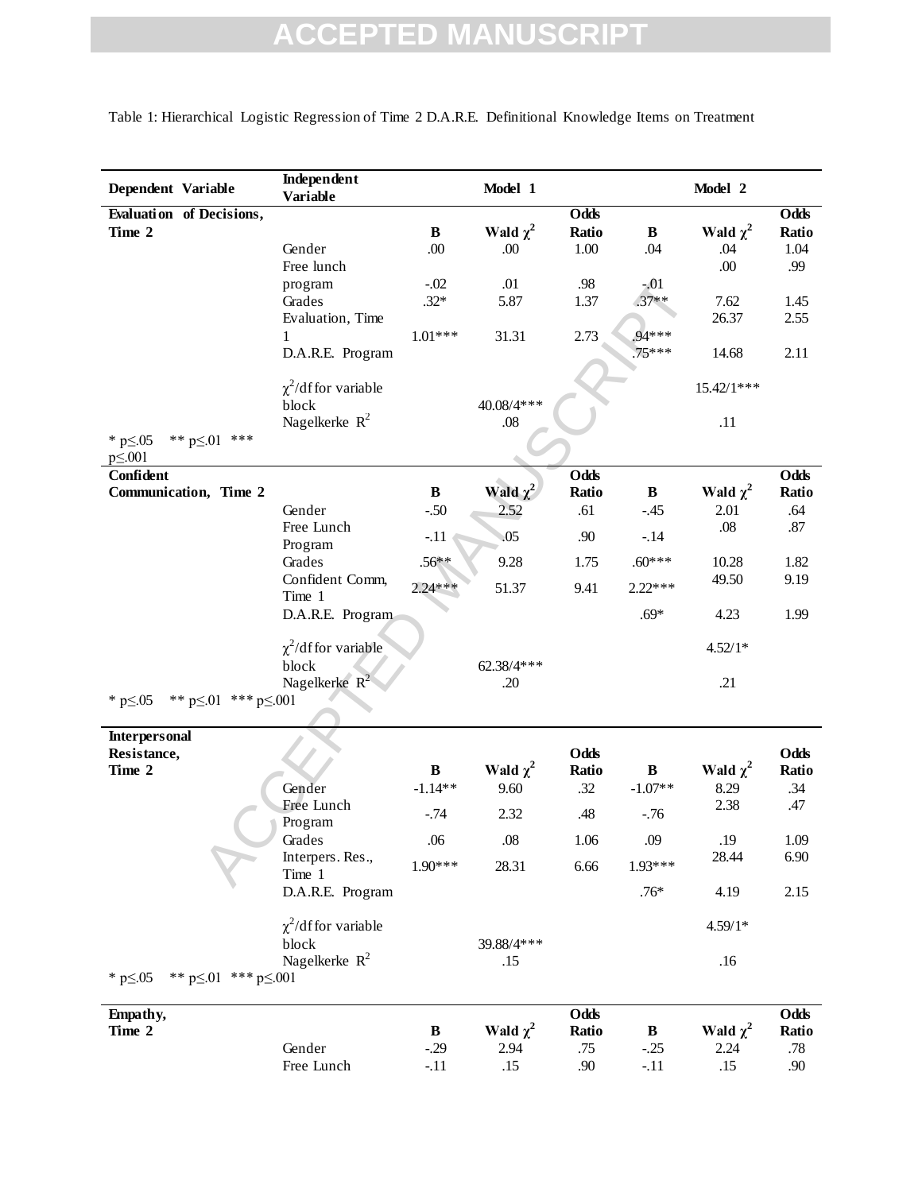Table 1: Hierarchical Logistic Regression of Time 2 D.A.R.E. Definitional Knowledge Items on Treatment

| Dependent Variable | Independent Variable | Model 1 | | | Model 2 | | |
|---|---|---|---|---|---|---|---|
| | | B | Wald $\chi^2$ | Odds Ratio | B | Wald $\chi^2$ | Odds Ratio |
| **Evaluation of Decisions, Time 2** | Gender | .00 | .00 | 1.00 | .04 | .04 | 1.04 |
| | Free lunch program | -.02 | .01 | .98 | -.01 | .00 | .99 |
| | Grades | .32* | 5.87 | 1.37 | .37** | 7.62 | 1.45 |
| | Evaluation, Time 1 | 1.01*** | 31.31 | 2.73 | .94*** | 26.37 | 2.55 |
| | D.A.R.E. Program | | | | .75*** | 14.68 | 2.11 |
| | $\chi^2$/df for variable block | | 40.08/4*** | | | 15.42/1*** | |
| | Nagelkerke $R^2$ | | .08 | | | .11 | |
| * p≤.05 ** p≤.01 *** p≤.001 | | | | | | | |
| **Confident Communication, Time 2** | Gender | -.50 | 2.52 | .61 | -.45 | 2.01 | .64 |
| | Free Lunch Program | -.11 | .05 | .90 | -.14 | .08 | .87 |
| | Grades | .56** | 9.28 | 1.75 | .60*** | 10.28 | 1.82 |
| | Confident Comm, Time 1 | 2.24*** | 51.37 | 9.41 | 2.22*** | 49.50 | 9.19 |
| | D.A.R.E. Program | | | | .69* | 4.23 | 1.99 |
| | $\chi^2$/df for variable block | | 62.38/4*** | | | 4.52/1* | |
| | Nagelkerke $R^2$ | | .20 | | | .21 | |
| * p≤.05 ** p≤.01 *** p≤.001 | | | | | | | |
| **Interpersonal Resistance, Time 2** | Gender | -1.14** | 9.60 | .32 | -1.07** | 8.29 | .34 |
| | Free Lunch Program | -.74 | 2.32 | .48 | -.76 | 2.38 | .47 |
| | Grades | .06 | .08 | 1.06 | .09 | .19 | 1.09 |
| | Interpers. Res., Time 1 | 1.90*** | 28.31 | 6.66 | 1.93*** | 28.44 | 6.90 |
| | D.A.R.E. Program | | | | .76* | 4.19 | 2.15 |
| | $\chi^2$/df for variable block | | 39.88/4*** | | | 4.59/1* | |
| | Nagelkerke $R^2$ | | .15 | | | .16 | |
| * p≤.05 ** p≤.01 *** p≤.001 | | | | | | | |
| **Empathy, Time 2** | Gender | -.29 | 2.94 | .75 | -.25 | 2.24 | .78 |
| | Free Lunch | -.11 | .15 | .90 | -.11 | .15 | .90 |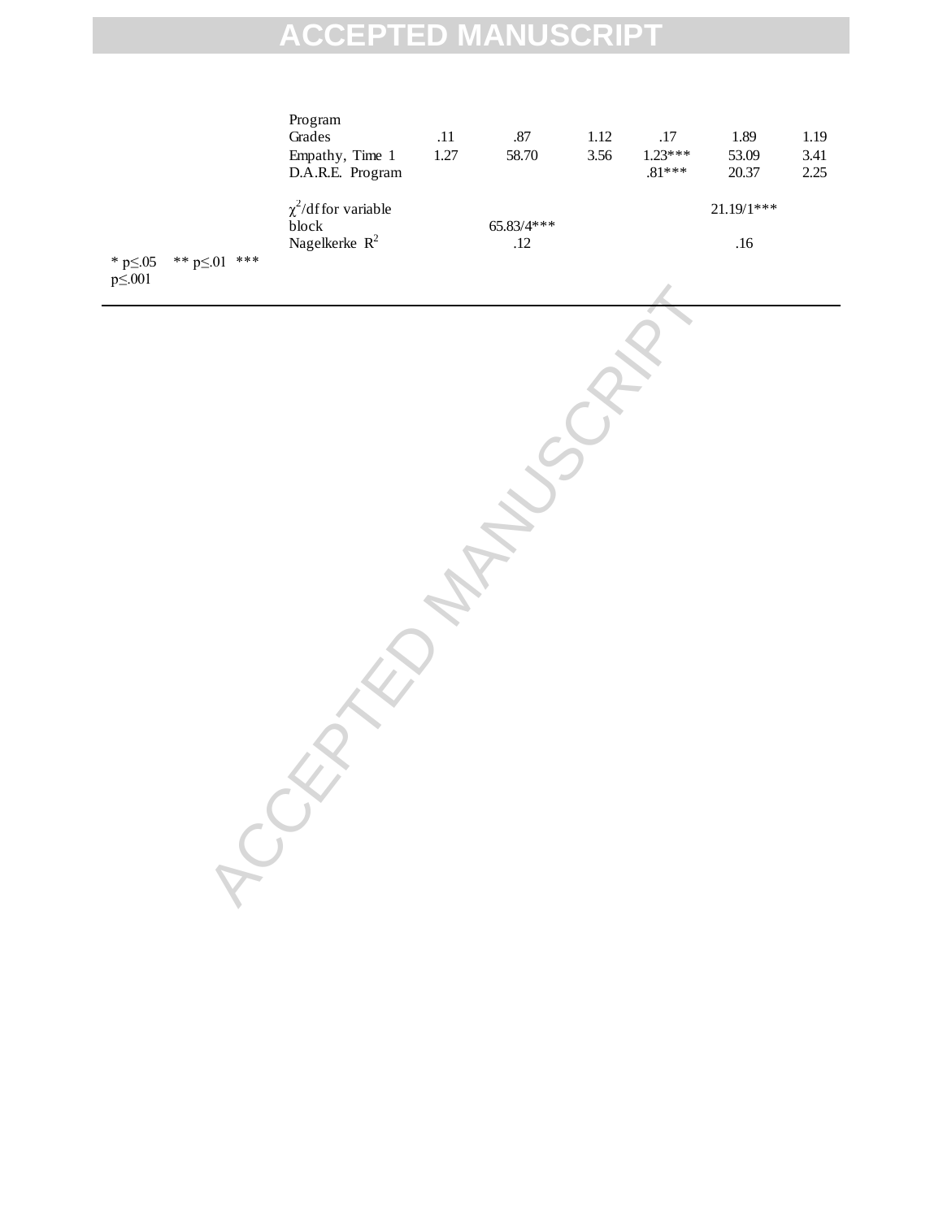| | | | | | | |
|---|---|---|---|---|---|---|
| Program | | | | | | |
| Grades | .11 | .87 | 1.12 | .17 | 1.89 | 1.19 |
| Empathy, Time 1 | 1.27 | 58.70 | 3.56 | 1.23*** | 53.09 | 3.41 |
| D.A.R.E. Program | | | | .81*** | 20.37 | 2.25 |
| $\chi^2$/df for variable block | | 65.83/4*** | | | 21.19/1*** | |
| Nagelkerke $R^2$ | | .12 | | | .16 | |

* $p \leq .05$ ** $p \leq .01$ *** $p \leq .001$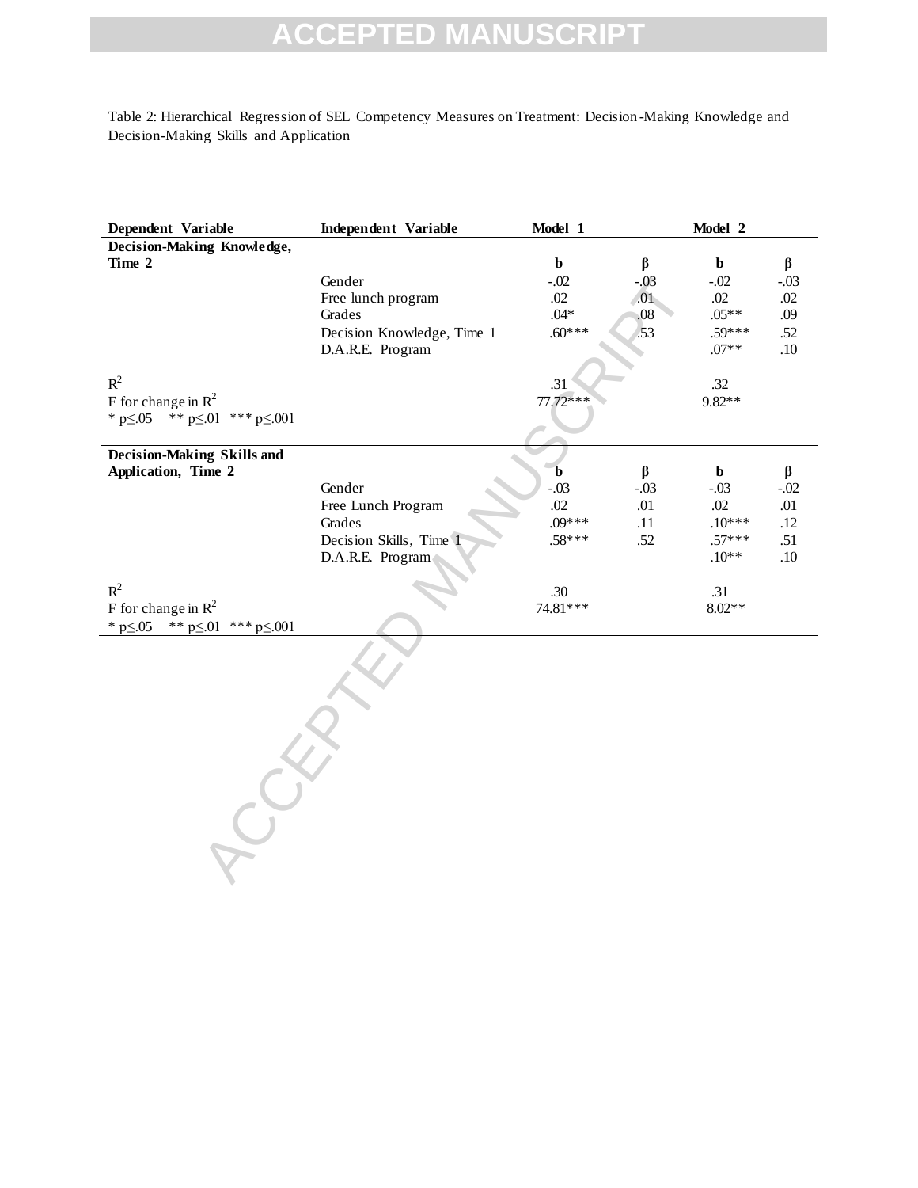Table 2: Hierarchical Regression of SEL Competency Measures on Treatment: Decision-Making Knowledge and Decision-Making Skills and Application

| Dependent Variable | Independent Variable | Model 1 | | Model 2 | |
|---|---|---|---|---|---|
| **Decision-Making Knowledge, Time 2** | | **b** | **β** | **b** | **β** |
| | Gender | -.02 | -.03 | -.02 | -.03 |
| | Free lunch program | .02 | .01 | .02 | .02 |
| | Grades | .04* | .08 | .05** | .09 |
| | Decision Knowledge, Time 1 | .60*** | .53 | .59*** | .52 |
| | D.A.R.E. Program | | | .07** | .10 |
| $R^2$ | | .31 | | .32 | |
| F for change in $R^2$ | | 77.72*** | | 9.82** | |
| * p≤.05 ** p≤.01 *** p≤.001 | | | | | |
| **Decision-Making Skills and Application, Time 2** | | **b** | **β** | **b** | **β** |
| | Gender | -.03 | -.03 | -.03 | -.02 |
| | Free Lunch Program | .02 | .01 | .02 | .01 |
| | Grades | .09*** | .11 | .10*** | .12 |
| | Decision Skills, Time 1 | .58*** | .52 | .57*** | .51 |
| | D.A.R.E. Program | | | .10** | .10 |
| $R^2$ | | .30 | | .31 | |
| F for change in $R^2$ | | 74.81*** | | 8.02** | |
| * p≤.05 ** p≤.01 *** p≤.001 | | | | | |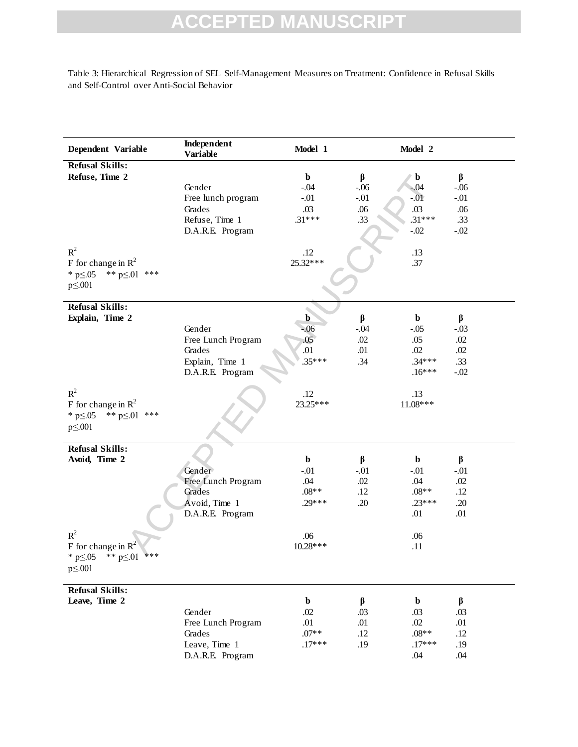Table 3: Hierarchical Regression of SEL Self-Management Measures on Treatment: Confidence in Refusal Skills and Self-Control over Anti-Social Behavior

| Dependent Variable | Independent Variable | Model 1 | | Model 2 | |
|---|---|---|---|---|---|
| **Refusal Skills:** | | | | | |
| **Refuse, Time 2** | | **b** | **β** | **b** | **β** |
| | Gender | -.04 | -.06 | -.04 | -.06 |
| | Free lunch program | -.01 | -.01 | -.01 | -.01 |
| | Grades | .03 | .06 | .03 | .06 |
| | Refuse, Time 1 | .31*** | .33 | .31*** | .33 |
| | D.A.R.E. Program | | | -.02 | -.02 |
| $R^2$ | | .12 | | .13 | |
| F for change in $R^2$ | | 25.32*** | | .37 | |
| * p≤.05 ** p≤.01 *** p≤.001 | | | | | |
| **Refusal Skills:** | | | | | |
| **Explain, Time 2** | | **b** | **β** | **b** | **β** |
| | Gender | -.06 | -.04 | -.05 | -.03 |
| | Free Lunch Program | .05 | .02 | .05 | .02 |
| | Grades | .01 | .01 | .02 | .02 |
| | Explain, Time 1 | .35*** | .34 | .34*** | .33 |
| | D.A.R.E. Program | | | .16*** | -.02 |
| $R^2$ | | .12 | | .13 | |
| F for change in $R^2$ | | 23.25*** | | 11.08*** | |
| * p≤.05 ** p≤.01 *** p≤.001 | | | | | |
| **Refusal Skills:** | | | | | |
| **Avoid, Time 2** | | **b** | **β** | **b** | **β** |
| | Gender | -.01 | -.01 | -.01 | -.01 |
| | Free Lunch Program | .04 | .02 | .04 | .02 |
| | Grades | .08** | .12 | .08** | .12 |
| | Avoid, Time 1 | .29*** | .20 | .23*** | .20 |
| | D.A.R.E. Program | | | .01 | .01 |
| $R^2$ | | .06 | | .06 | |
| F for change in $R^2$ | | 10.28*** | | .11 | |
| * p≤.05 ** p≤.01 *** p≤.001 | | | | | |
| **Refusal Skills:** | | | | | |
| **Leave, Time 2** | | **b** | **β** | **b** | **β** |
| | Gender | .02 | .03 | .03 | .03 |
| | Free Lunch Program | .01 | .01 | .02 | .01 |
| | Grades | .07** | .12 | .08** | .12 |
| | Leave, Time 1 | .17*** | .19 | .17*** | .19 |
| | D.A.R.E. Program | | | .04 | .04 |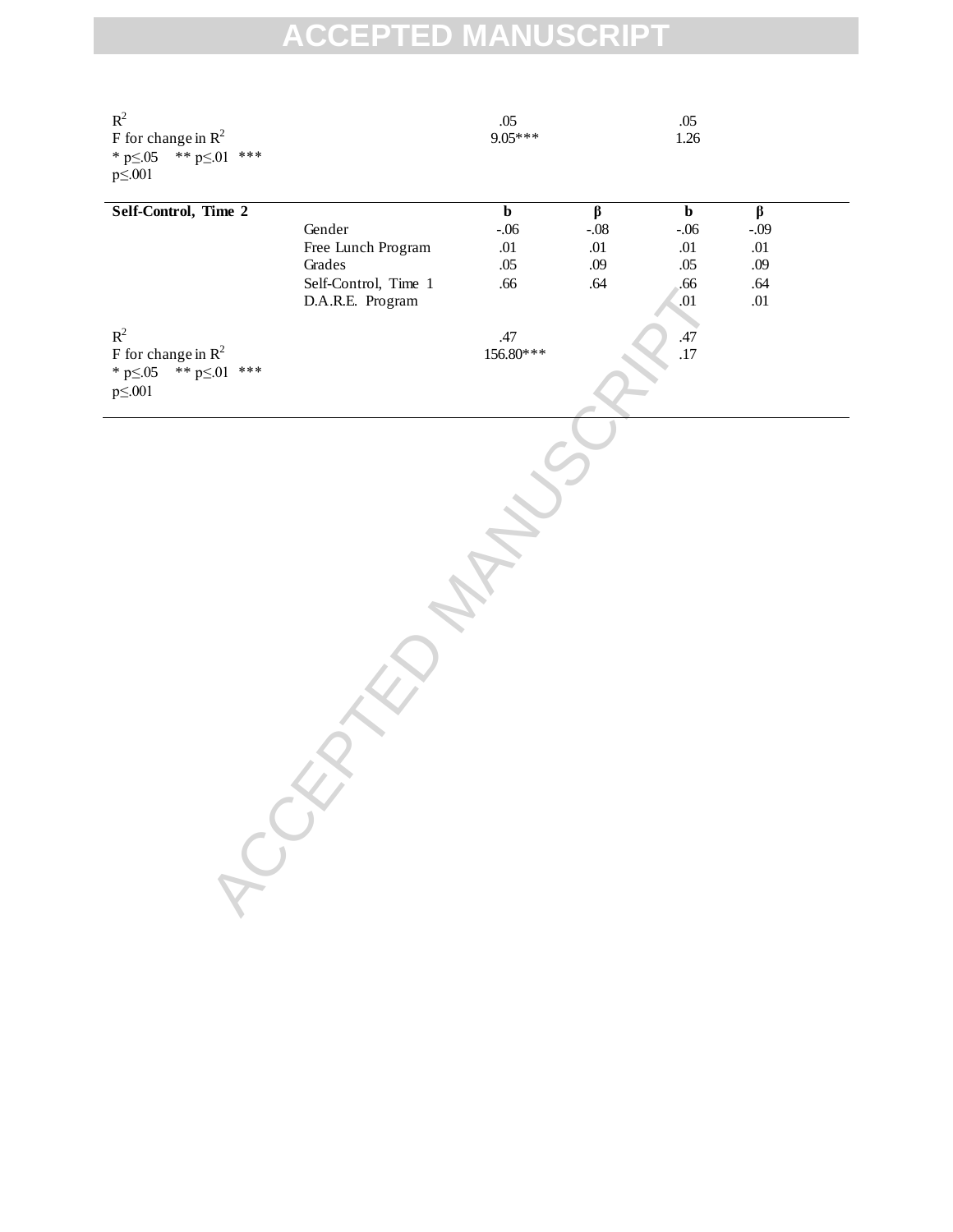| | | | | | |
|---|---|---|---|---|---|
| $R^2$ | | .05 | | .05 | |
| F for change in $R^2$ | | 9.05*** | | 1.26 | |
| * $p \leq .05$ ** $p \leq .01$ *** $p \leq .001$ | | | | | |

| **Self-Control, Time 2** | | **b** | **β** | **b** | **β** |
|---|---|---|---|---|---|
| | Gender | -.06 | -.08 | -.06 | -.09 |
| | Free Lunch Program | .01 | .01 | .01 | .01 |
| | Grades | .05 | .09 | .05 | .09 |
| | Self-Control, Time 1 | .66 | .64 | .66 | .64 |
| | D.A.R.E. Program | | | .01 | .01 |
| $R^2$ | | .47 | | .47 | |
| F for change in $R^2$ | | 156.80*** | | .17 | |
| * $p \leq .05$ ** $p \leq .01$ *** $p \leq .001$ | | | | | |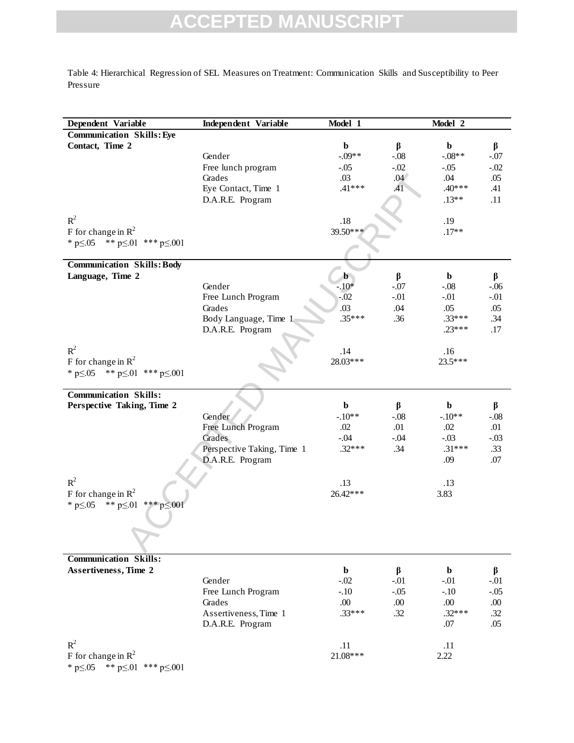Table 4: Hierarchical Regression of SEL Measures on Treatment: Communication Skills and Susceptibility to Peer Pressure

| Dependent Variable | Independent Variable | Model 1 | | Model 2 | |
|---|---|---|---|---|---|
| **Communication Skills: Eye Contact, Time 2** | | **b** | **β** | **b** | **β** |
| | Gender | -.09** | -.08 | -.08** | -.07 |
| | Free lunch program | -.05 | -.02 | -.05 | -.02 |
| | Grades | .03 | .04 | .04 | .05 |
| | Eye Contact, Time 1 | .41*** | .41 | .40*** | .41 |
| | D.A.R.E. Program | | | .13** | .11 |
| $R^2$ | | .18 | | .19 | |
| F for change in $R^2$ | | 39.50*** | | .17** | |
| * p≤.05 ** p≤.01 *** p≤.001 | | | | | |
| **Communication Skills: Body Language, Time 2** | | **b** | **β** | **b** | **β** |
| | Gender | -.10* | -.07 | -.08 | -.06 |
| | Free Lunch Program | -.02 | -.01 | -.01 | -.01 |
| | Grades | .03 | .04 | .05 | .05 |
| | Body Language, Time 1 | .35*** | .36 | .33*** | .34 |
| | D.A.R.E. Program | | | .23*** | .17 |
| $R^2$ | | .14 | | .16 | |
| F for change in $R^2$ | | 28.03*** | | 23.5*** | |
| * p≤.05 ** p≤.01 *** p≤.001 | | | | | |
| **Communication Skills: Perspective Taking, Time 2** | | **b** | **β** | **b** | **β** |
| | Gender | -.10** | -.08 | -.10** | -.08 |
| | Free Lunch Program | .02 | .01 | .02 | .01 |
| | Grades | -.04 | -.04 | -.03 | -.03 |
| | Perspective Taking, Time 1 | .32*** | .34 | .31*** | .33 |
| | D.A.R.E. Program | | | .09 | .07 |
| $R^2$ | | .13 | | .13 | |
| F for change in $R^2$ | | 26.42*** | | 3.83 | |
| * p≤.05 ** p≤.01 *** p≤.001 | | | | | |
| **Communication Skills: Assertiveness, Time 2** | | **b** | **β** | **b** | **β** |
| | Gender | -.02 | -.01 | -.01 | -.01 |
| | Free Lunch Program | -.10 | -.05 | -.10 | -.05 |
| | Grades | .00 | .00 | .00 | .00 |
| | Assertiveness, Time 1 | .33*** | .32 | .32*** | .32 |
| | D.A.R.E. Program | | | .07 | .05 |
| $R^2$ | | .11 | | .11 | |
| F for change in $R^2$ | | 21.08*** | | 2.22 | |
| * p≤.05 ** p≤.01 *** p≤.001 | | | | | |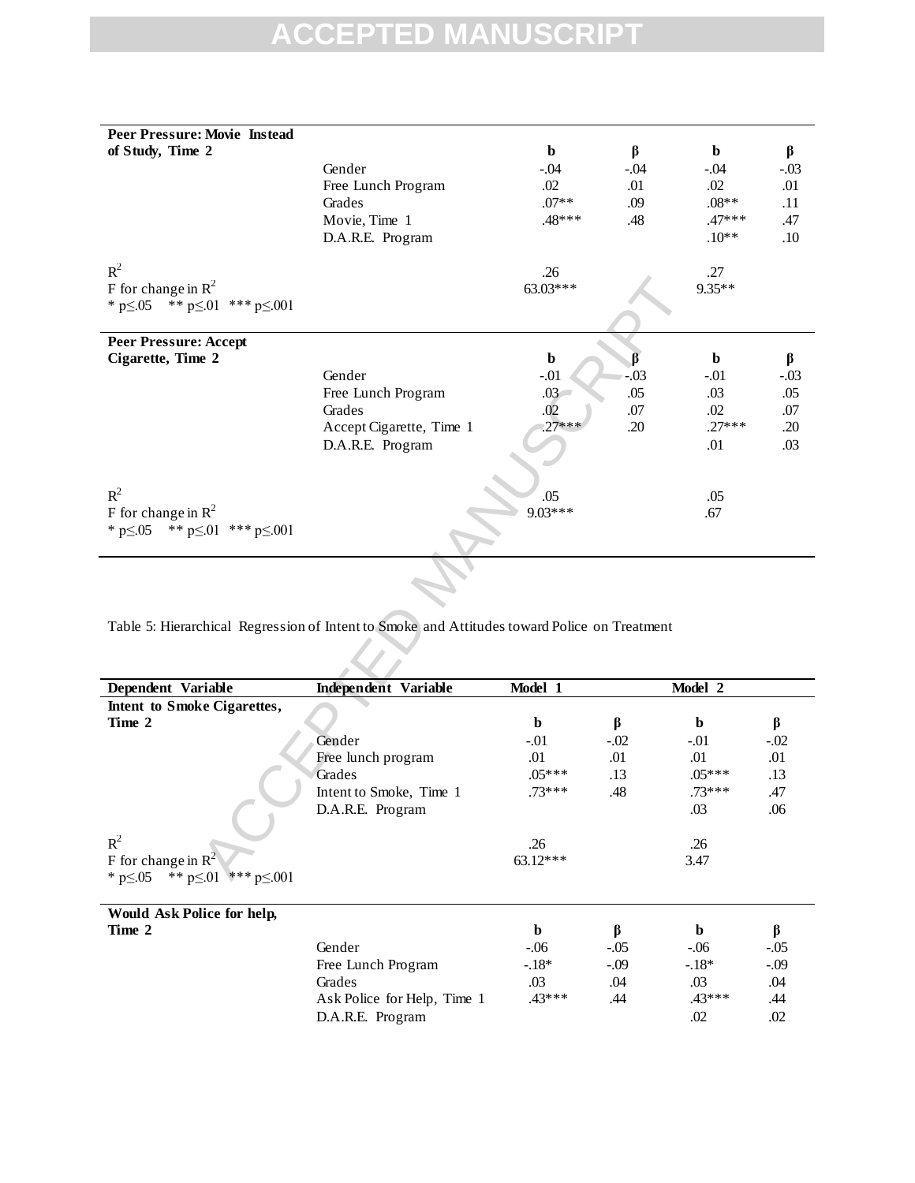| Peer Pressure: Movie Instead of Study, Time 2 | | b | β | b | β |
|---|---|---|---|---|---|
| | Gender | -.04 | -.04 | -.04 | -.03 |
| | Free Lunch Program | .02 | .01 | .02 | .01 |
| | Grades | .07** | .09 | .08** | .11 |
| | Movie, Time 1 | .48*** | .48 | .47*** | .47 |
| | D.A.R.E. Program | | | .10** | .10 |
| $R^2$ | | .26 | | .27 | |
| F for change in $R^2$ | | 63.03*** | | 9.35** | |
| * p≤.05 ** p≤.01 *** p≤.001 | | | | | |
| **Peer Pressure: Accept Cigarette, Time 2** | | **b** | **β** | **b** | **β** |
| | Gender | -.01 | -.03 | -.01 | -.03 |
| | Free Lunch Program | .03 | .05 | .03 | .05 |
| | Grades | .02 | .07 | .02 | .07 |
| | Accept Cigarette, Time 1 | .27*** | .20 | .27*** | .20 |
| | D.A.R.E. Program | | | .01 | .03 |
| $R^2$ | | .05 | | .05 | |
| F for change in $R^2$ | | 9.03*** | | .67 | |
| * p≤.05 ** p≤.01 *** p≤.001 | | | | | |

Table 5: Hierarchical Regression of Intent to Smoke and Attitudes toward Police on Treatment

| Dependent Variable | Independent Variable | Model 1 | | Model 2 | |
|---|---|---|---|---|---|
| **Intent to Smoke Cigarettes, Time 2** | | **b** | **β** | **b** | **β** |
| | Gender | -.01 | -.02 | -.01 | -.02 |
| | Free lunch program | .01 | .01 | .01 | .01 |
| | Grades | .05*** | .13 | .05*** | .13 |
| | Intent to Smoke, Time 1 | .73*** | .48 | .73*** | .47 |
| | D.A.R.E. Program | | | .03 | .06 |
| $R^2$ | | .26 | | .26 | |
| F for change in $R^2$ | | 63.12*** | | 3.47 | |
| * p≤.05 ** p≤.01 *** p≤.001 | | | | | |
| **Would Ask Police for help, Time 2** | | **b** | **β** | **b** | **β** |
| | Gender | -.06 | -.05 | -.06 | -.05 |
| | Free Lunch Program | -.18* | -.09 | -.18* | -.09 |
| | Grades | .03 | .04 | .03 | .04 |
| | Ask Police for Help, Time 1 | .43*** | .44 | .43*** | .44 |
| | D.A.R.E. Program | | | .02 | .02 |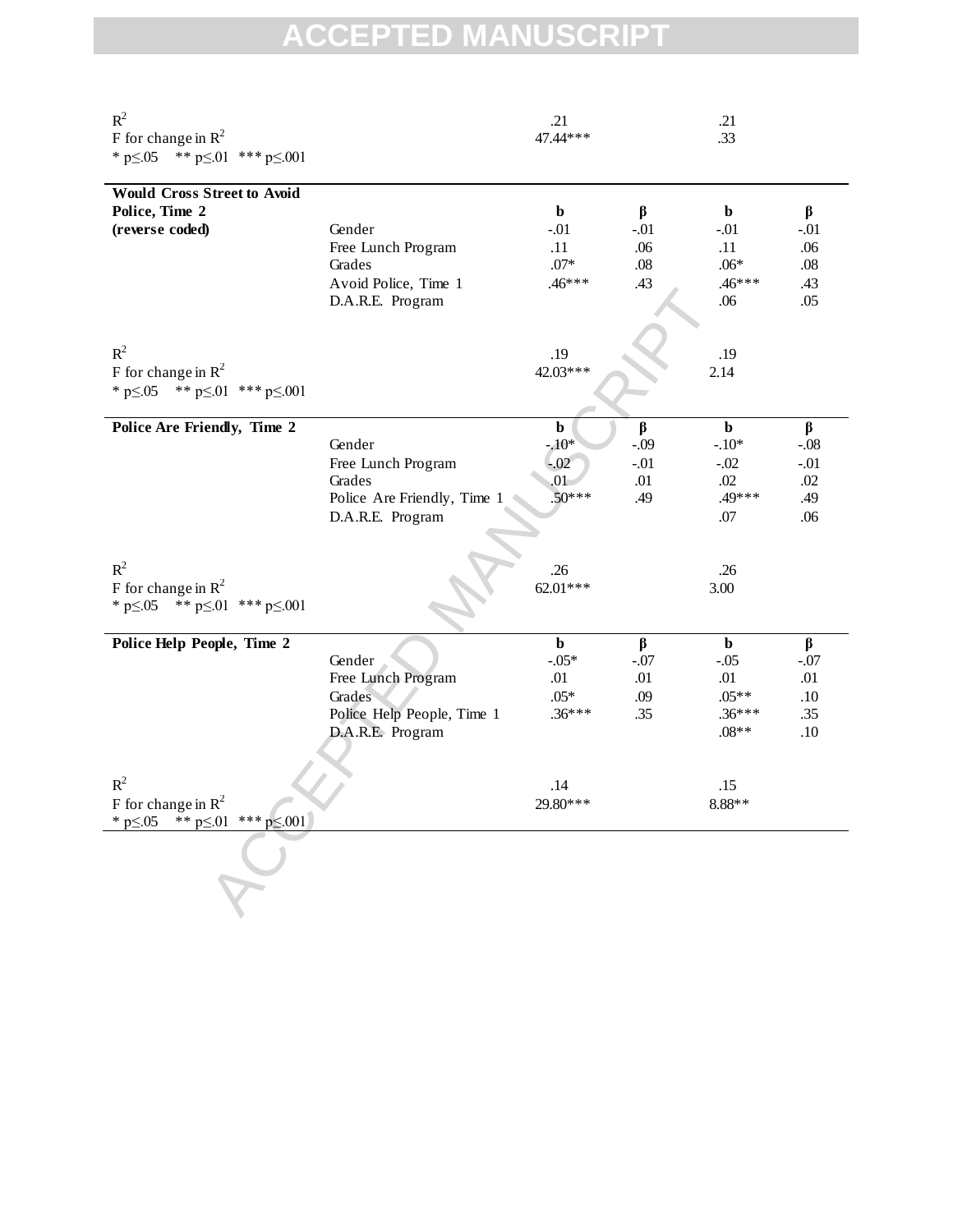| | | b | β | b | β |
|---|---|---|---|---|---|
| $R^2$ | | .21 | | .21 | |
| F for change in $R^2$ | | 47.44*** | | .33 | |
| * p≤.05 ** p≤.01 *** p≤.001 | | | | | |
| **Would Cross Street to Avoid Police, Time 2 (reverse coded)** | | **b** | **β** | **b** | **β** |
| | Gender | -.01 | -.01 | -.01 | -.01 |
| | Free Lunch Program | .11 | .06 | .11 | .06 |
| | Grades | .07* | .08 | .06* | .08 |
| | Avoid Police, Time 1 | .46*** | .43 | .46*** | .43 |
| | D.A.R.E. Program | | | .06 | .05 |
| $R^2$ | | .19 | | .19 | |
| F for change in $R^2$ | | 42.03*** | | 2.14 | |
| * p≤.05 ** p≤.01 *** p≤.001 | | | | | |
| **Police Are Friendly, Time 2** | | **b** | **β** | **b** | **β** |
| | Gender | -.10* | -.09 | -.10* | -.08 |
| | Free Lunch Program | -.02 | -.01 | -.02 | -.01 |
| | Grades | .01 | .01 | .02 | .02 |
| | Police Are Friendly, Time 1 | .50*** | .49 | .49*** | .49 |
| | D.A.R.E. Program | | | .07 | .06 |
| $R^2$ | | .26 | | .26 | |
| F for change in $R^2$ | | 62.01*** | | 3.00 | |
| * p≤.05 ** p≤.01 *** p≤.001 | | | | | |
| **Police Help People, Time 2** | | **b** | **β** | **b** | **β** |
| | Gender | -.05* | -.07 | -.05 | -.07 |
| | Free Lunch Program | .01 | .01 | .01 | .01 |
| | Grades | .05* | .09 | .05** | .10 |
| | Police Help People, Time 1 | .36*** | .35 | .36*** | .35 |
| | D.A.R.E. Program | | | .08** | .10 |
| $R^2$ | | .14 | | .15 | |
| F for change in $R^2$ | | 29.80*** | | 8.88** | |
| * p≤.05 ** p≤.01 *** p≤.001 | | | | | |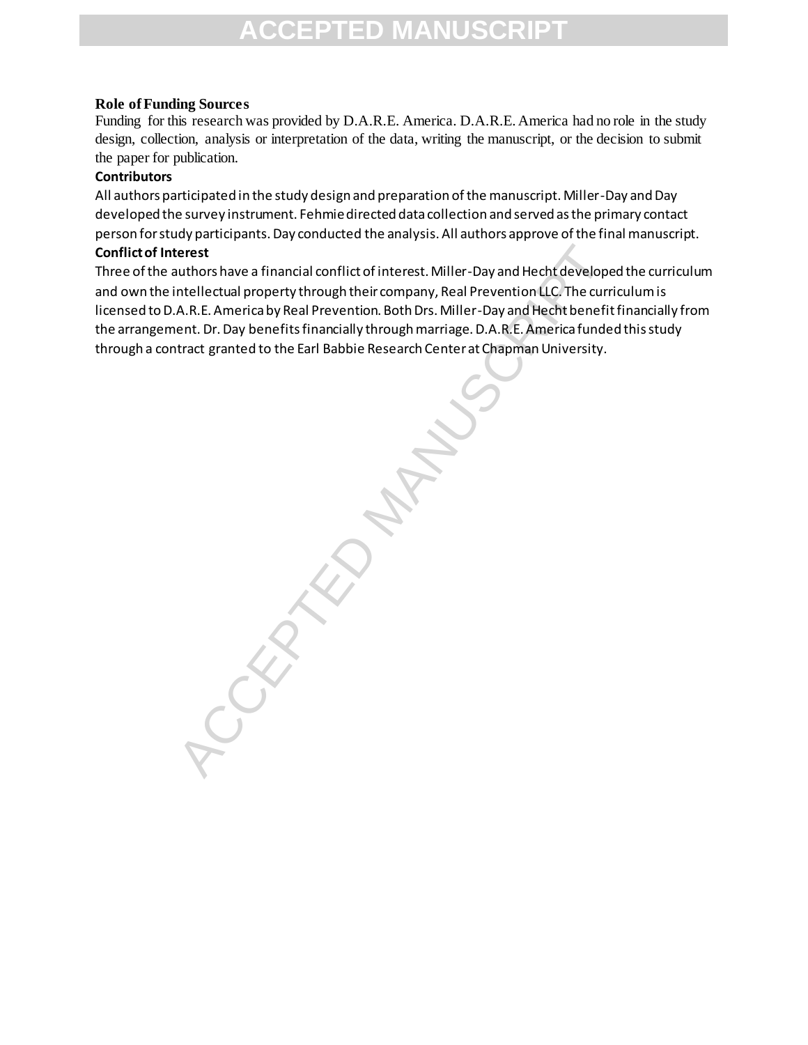**Role of Funding Sources**

Funding for this research was provided by D.A.R.E. America. D.A.R.E. America had no role in the study design, collection, analysis or interpretation of the data, writing the manuscript, or the decision to submit the paper for publication.

**Contributors**

All authors participated in the study design and preparation of the manuscript. Miller-Day and Day developed the survey instrument. Fehmie directed data collection and served as the primary contact person for study participants. Day conducted the analysis. All authors approve of the final manuscript.

**Conflict of Interest**

Three of the authors have a financial conflict of interest. Miller-Day and Hecht developed the curriculum and own the intellectual property through their company, Real Prevention LLC. The curriculum is licensed to D.A.R.E. America by Real Prevention. Both Drs. Miller-Day and Hecht benefit financially from the arrangement. Dr. Day benefits financially through marriage. D.A.R.E. America funded this study through a contract granted to the Earl Babbie Research Center at Chapman University.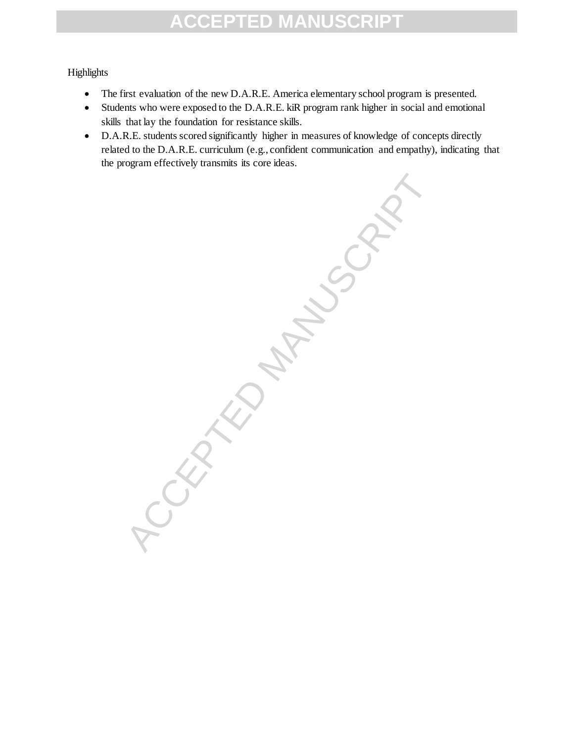Highlights

- The first evaluation of the new D.A.R.E. America elementary school program is presented.
- Students who were exposed to the D.A.R.E. kiR program rank higher in social and emotional skills that lay the foundation for resistance skills.
- D.A.R.E. students scored significantly higher in measures of knowledge of concepts directly related to the D.A.R.E. curriculum (e.g., confident communication and empathy), indicating that the program effectively transmits its core ideas.